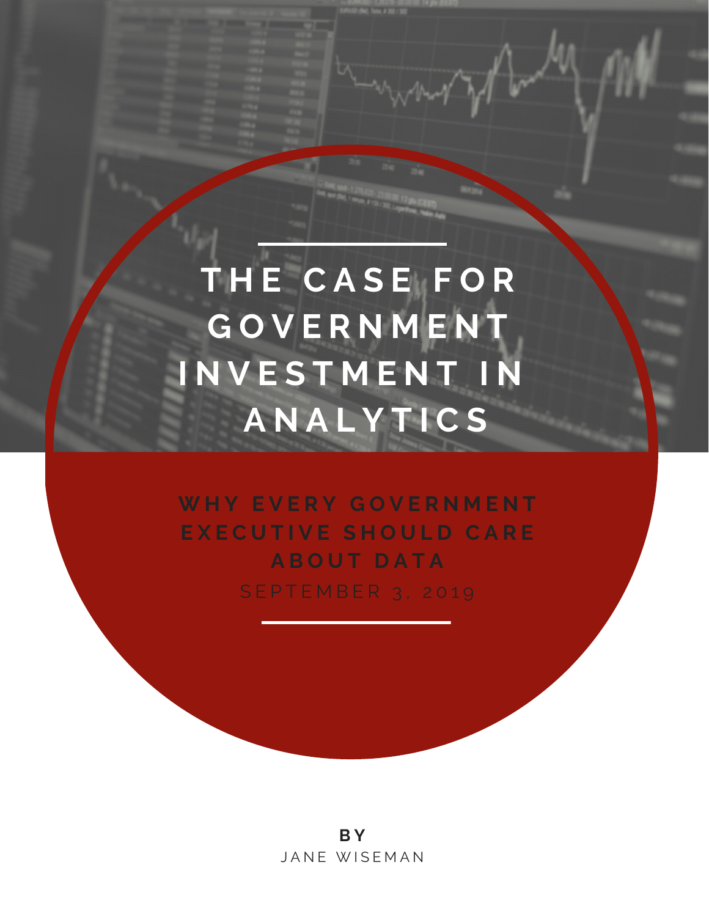# THE CASE FOR GOVERNMENT INVESTMENT IN ANALYTICS

## WHY EVERY GOVERNMENT EXECUTIVE SHOULD CARE ABOUT DATA

SEPTEMBER 3, 2019

**BY**

JANE WISEMAN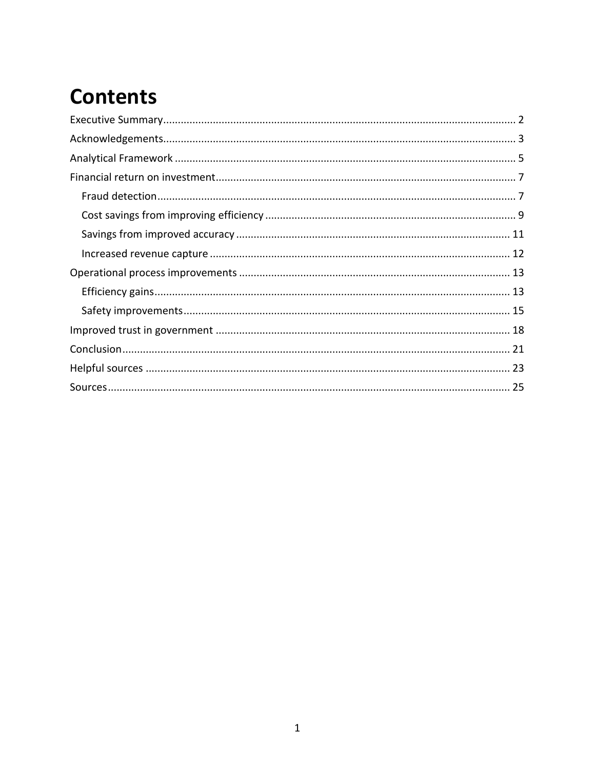# Contents

- Executive Summary ... 2
- Acknowledgements ... 3
- Analytical Framework ... 5
- Financial return on investment ... 7
  - Fraud detection ... 7
  - Cost savings from improving efficiency ... 9
  - Savings from improved accuracy ... 11
  - Increased revenue capture ... 12
- Operational process improvements ... 13
  - Efficiency gains ... 13
  - Safety improvements ... 15
- Improved trust in government ... 18
- Conclusion ... 21
- Helpful sources ... 23
- Sources ... 25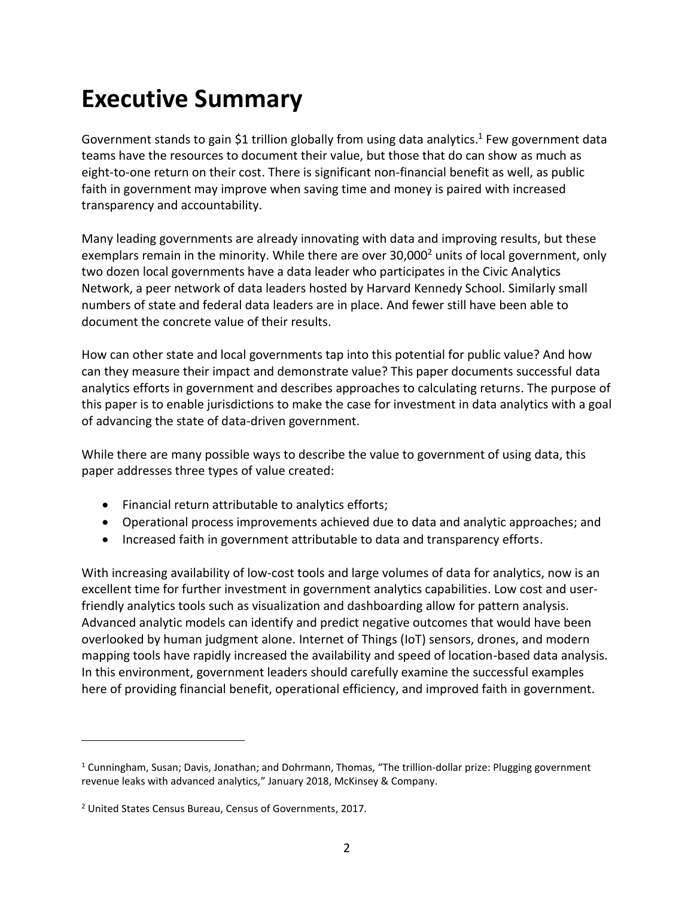# Executive Summary

Government stands to gain $1 trillion globally from using data analytics.[1] Few government data teams have the resources to document their value, but those that do can show as much as eight-to-one return on their cost. There is significant non-financial benefit as well, as public faith in government may improve when saving time and money is paired with increased transparency and accountability.

Many leading governments are already innovating with data and improving results, but these exemplars remain in the minority. While there are over 30,000[2] units of local government, only two dozen local governments have a data leader who participates in the Civic Analytics Network, a peer network of data leaders hosted by Harvard Kennedy School. Similarly small numbers of state and federal data leaders are in place. And fewer still have been able to document the concrete value of their results.

How can other state and local governments tap into this potential for public value? And how can they measure their impact and demonstrate value? This paper documents successful data analytics efforts in government and describes approaches to calculating returns. The purpose of this paper is to enable jurisdictions to make the case for investment in data analytics with a goal of advancing the state of data-driven government.

While there are many possible ways to describe the value to government of using data, this paper addresses three types of value created:

- Financial return attributable to analytics efforts;
- Operational process improvements achieved due to data and analytic approaches; and
- Increased faith in government attributable to data and transparency efforts.

With increasing availability of low-cost tools and large volumes of data for analytics, now is an excellent time for further investment in government analytics capabilities. Low cost and user-friendly analytics tools such as visualization and dashboarding allow for pattern analysis. Advanced analytic models can identify and predict negative outcomes that would have been overlooked by human judgment alone. Internet of Things (IoT) sensors, drones, and modern mapping tools have rapidly increased the availability and speed of location-based data analysis. In this environment, government leaders should carefully examine the successful examples here of providing financial benefit, operational efficiency, and improved faith in government.

---

[1] Cunningham, Susan; Davis, Jonathan; and Dohrmann, Thomas, "The trillion-dollar prize: Plugging government revenue leaks with advanced analytics," January 2018, McKinsey & Company.

[2] United States Census Bureau, Census of Governments, 2017.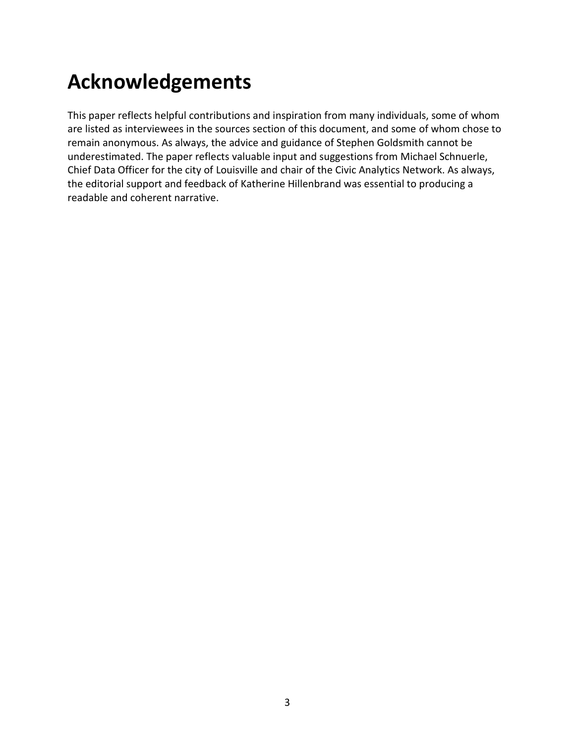# Acknowledgements

This paper reflects helpful contributions and inspiration from many individuals, some of whom are listed as interviewees in the sources section of this document, and some of whom chose to remain anonymous. As always, the advice and guidance of Stephen Goldsmith cannot be underestimated. The paper reflects valuable input and suggestions from Michael Schnuerle, Chief Data Officer for the city of Louisville and chair of the Civic Analytics Network. As always, the editorial support and feedback of Katherine Hillenbrand was essential to producing a readable and coherent narrative.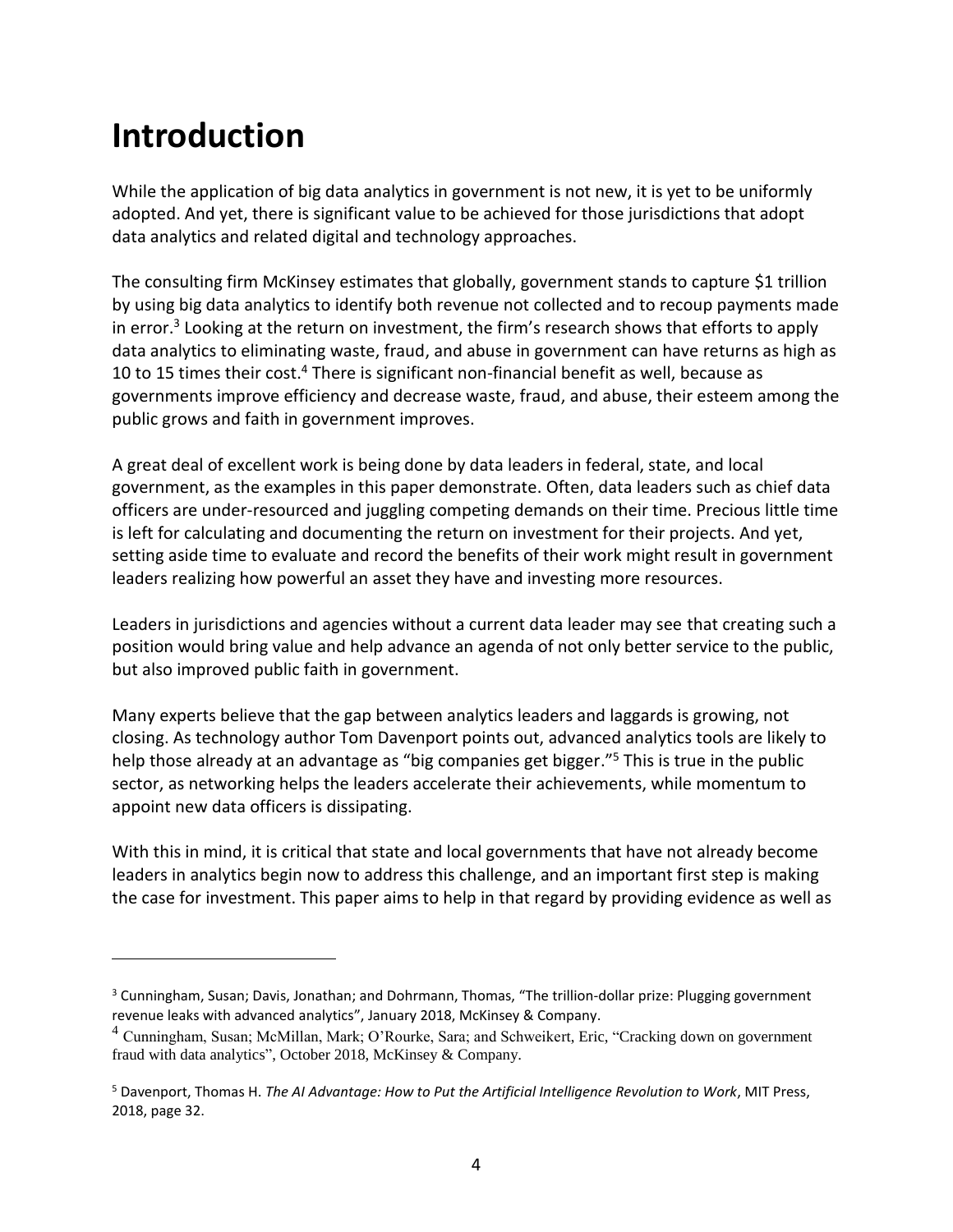# Introduction

While the application of big data analytics in government is not new, it is yet to be uniformly adopted. And yet, there is significant value to be achieved for those jurisdictions that adopt data analytics and related digital and technology approaches.

The consulting firm McKinsey estimates that globally, government stands to capture $1 trillion by using big data analytics to identify both revenue not collected and to recoup payments made in error.[3] Looking at the return on investment, the firm's research shows that efforts to apply data analytics to eliminating waste, fraud, and abuse in government can have returns as high as 10 to 15 times their cost.[4] There is significant non-financial benefit as well, because as governments improve efficiency and decrease waste, fraud, and abuse, their esteem among the public grows and faith in government improves.

A great deal of excellent work is being done by data leaders in federal, state, and local government, as the examples in this paper demonstrate. Often, data leaders such as chief data officers are under-resourced and juggling competing demands on their time. Precious little time is left for calculating and documenting the return on investment for their projects. And yet, setting aside time to evaluate and record the benefits of their work might result in government leaders realizing how powerful an asset they have and investing more resources.

Leaders in jurisdictions and agencies without a current data leader may see that creating such a position would bring value and help advance an agenda of not only better service to the public, but also improved public faith in government.

Many experts believe that the gap between analytics leaders and laggards is growing, not closing. As technology author Tom Davenport points out, advanced analytics tools are likely to help those already at an advantage as "big companies get bigger."[5] This is true in the public sector, as networking helps the leaders accelerate their achievements, while momentum to appoint new data officers is dissipating.

With this in mind, it is critical that state and local governments that have not already become leaders in analytics begin now to address this challenge, and an important first step is making the case for investment. This paper aims to help in that regard by providing evidence as well as

---

[3] Cunningham, Susan; Davis, Jonathan; and Dohrmann, Thomas, "The trillion-dollar prize: Plugging government revenue leaks with advanced analytics", January 2018, McKinsey & Company.

[4] Cunningham, Susan; McMillan, Mark; O'Rourke, Sara; and Schweikert, Eric, "Cracking down on government fraud with data analytics", October 2018, McKinsey & Company.

[5] Davenport, Thomas H. *The AI Advantage: How to Put the Artificial Intelligence Revolution to Work*, MIT Press, 2018, page 32.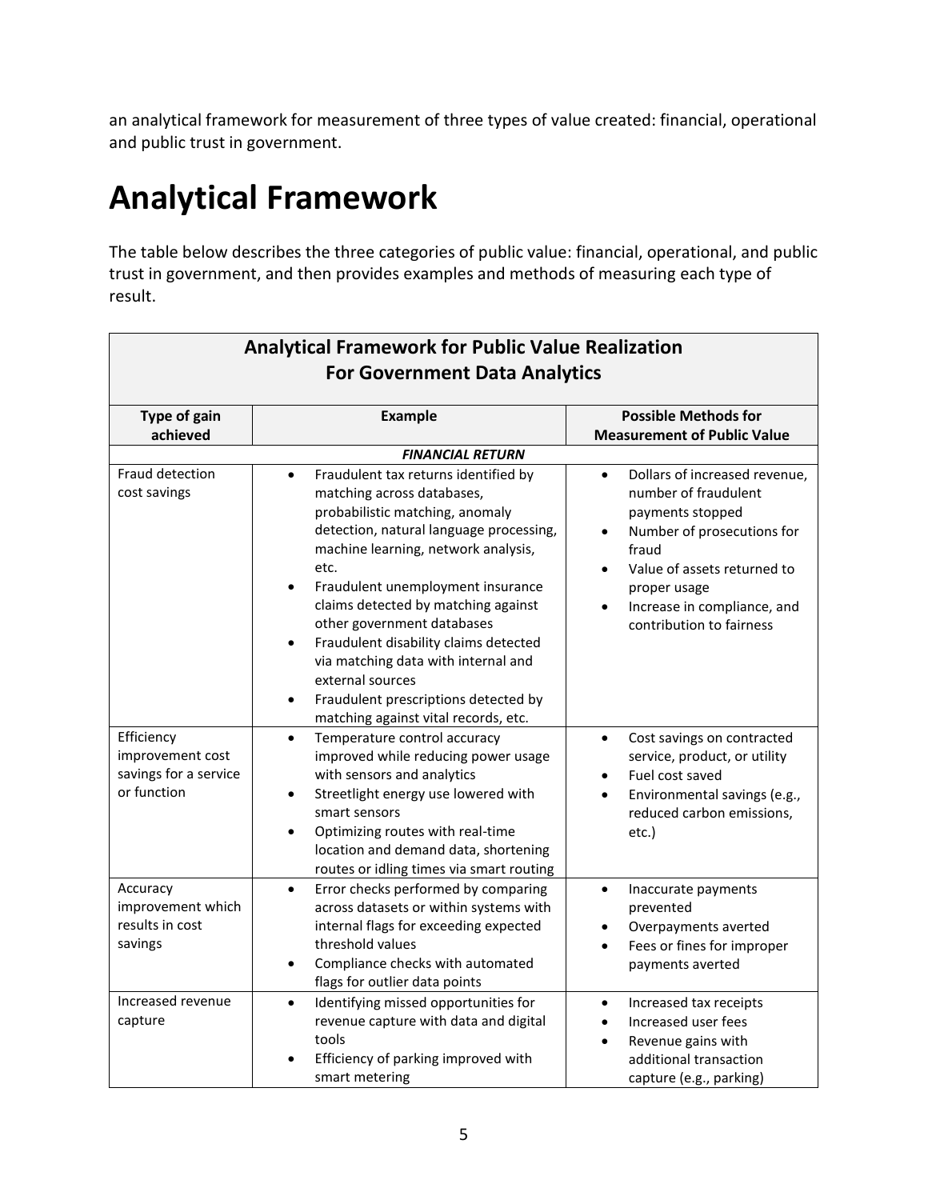an analytical framework for measurement of three types of value created: financial, operational and public trust in government.

# Analytical Framework

The table below describes the three categories of public value: financial, operational, and public trust in government, and then provides examples and methods of measuring each type of result.

| Analytical Framework for Public Value Realization For Government Data Analytics | | |
|---|---|---|
| **Type of gain achieved** | **Example** | **Possible Methods for Measurement of Public Value** |
| | ***FINANCIAL RETURN*** | |
| Fraud detection cost savings | • Fraudulent tax returns identified by matching across databases, probabilistic matching, anomaly detection, natural language processing, machine learning, network analysis, etc.<br>• Fraudulent unemployment insurance claims detected by matching against other government databases<br>• Fraudulent disability claims detected via matching data with internal and external sources<br>• Fraudulent prescriptions detected by matching against vital records, etc. | • Dollars of increased revenue, number of fraudulent payments stopped<br>• Number of prosecutions for fraud<br>• Value of assets returned to proper usage<br>• Increase in compliance, and contribution to fairness |
| Efficiency improvement cost savings for a service or function | • Temperature control accuracy improved while reducing power usage with sensors and analytics<br>• Streetlight energy use lowered with smart sensors<br>• Optimizing routes with real-time location and demand data, shortening routes or idling times via smart routing | • Cost savings on contracted service, product, or utility<br>• Fuel cost saved<br>• Environmental savings (e.g., reduced carbon emissions, etc.) |
| Accuracy improvement which results in cost savings | • Error checks performed by comparing across datasets or within systems with internal flags for exceeding expected threshold values<br>• Compliance checks with automated flags for outlier data points | • Inaccurate payments prevented<br>• Overpayments averted<br>• Fees or fines for improper payments averted |
| Increased revenue capture | • Identifying missed opportunities for revenue capture with data and digital tools<br>• Efficiency of parking improved with smart metering | • Increased tax receipts<br>• Increased user fees<br>• Revenue gains with additional transaction capture (e.g., parking) |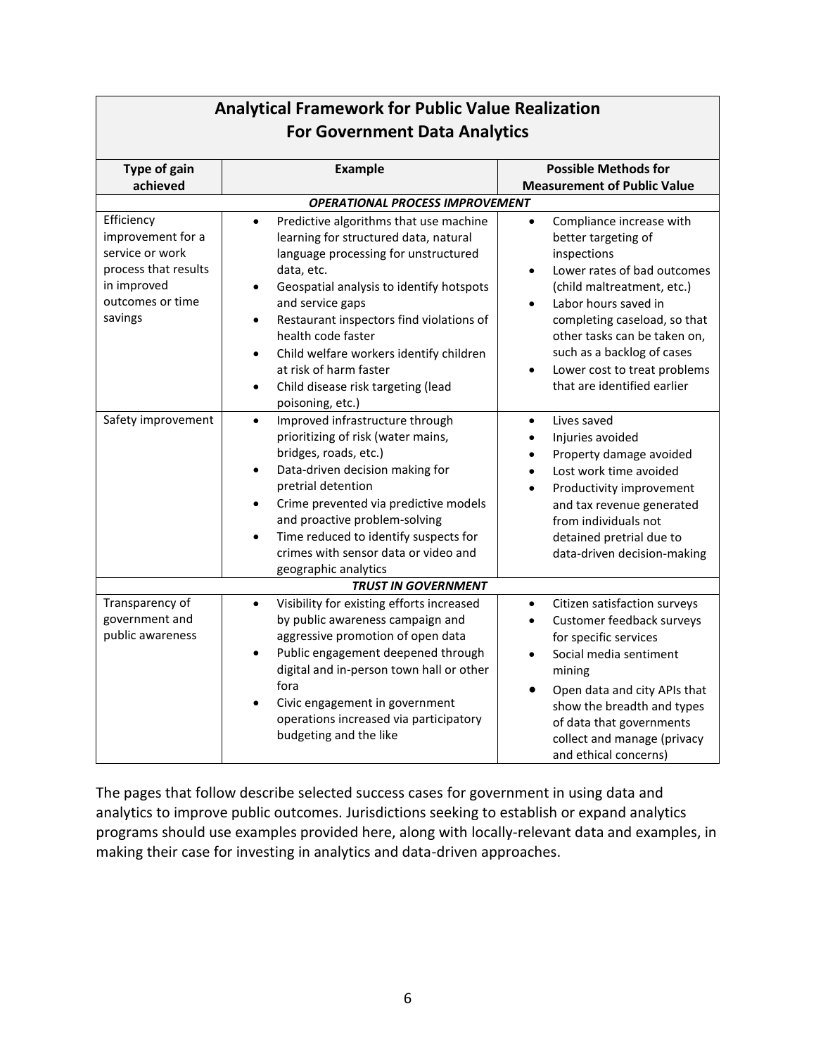| **Analytical Framework for Public Value Realization For Government Data Analytics** | | |
|---|---|---|
| **Type of gain achieved** | **Example** | **Possible Methods for Measurement of Public Value** |
| | ***OPERATIONAL PROCESS IMPROVEMENT*** | |
| Efficiency improvement for a service or work process that results in improved outcomes or time savings | • Predictive algorithms that use machine learning for structured data, natural language processing for unstructured data, etc.<br>• Geospatial analysis to identify hotspots and service gaps<br>• Restaurant inspectors find violations of health code faster<br>• Child welfare workers identify children at risk of harm faster<br>• Child disease risk targeting (lead poisoning, etc.) | • Compliance increase with better targeting of inspections<br>• Lower rates of bad outcomes (child maltreatment, etc.)<br>• Labor hours saved in completing caseload, so that other tasks can be taken on, such as a backlog of cases<br>• Lower cost to treat problems that are identified earlier |
| Safety improvement | • Improved infrastructure through prioritizing of risk (water mains, bridges, roads, etc.)<br>• Data-driven decision making for pretrial detention<br>• Crime prevented via predictive models and proactive problem-solving<br>• Time reduced to identify suspects for crimes with sensor data or video and geographic analytics | • Lives saved<br>• Injuries avoided<br>• Property damage avoided<br>• Lost work time avoided<br>• Productivity improvement and tax revenue generated from individuals not detained pretrial due to data-driven decision-making |
| | ***TRUST IN GOVERNMENT*** | |
| Transparency of government and public awareness | • Visibility for existing efforts increased by public awareness campaign and aggressive promotion of open data<br>• Public engagement deepened through digital and in-person town hall or other fora<br>• Civic engagement in government operations increased via participatory budgeting and the like | • Citizen satisfaction surveys<br>• Customer feedback surveys for specific services<br>• Social media sentiment mining<br>• Open data and city APIs that show the breadth and types of data that governments collect and manage (privacy and ethical concerns) |

The pages that follow describe selected success cases for government in using data and analytics to improve public outcomes. Jurisdictions seeking to establish or expand analytics programs should use examples provided here, along with locally-relevant data and examples, in making their case for investing in analytics and data-driven approaches.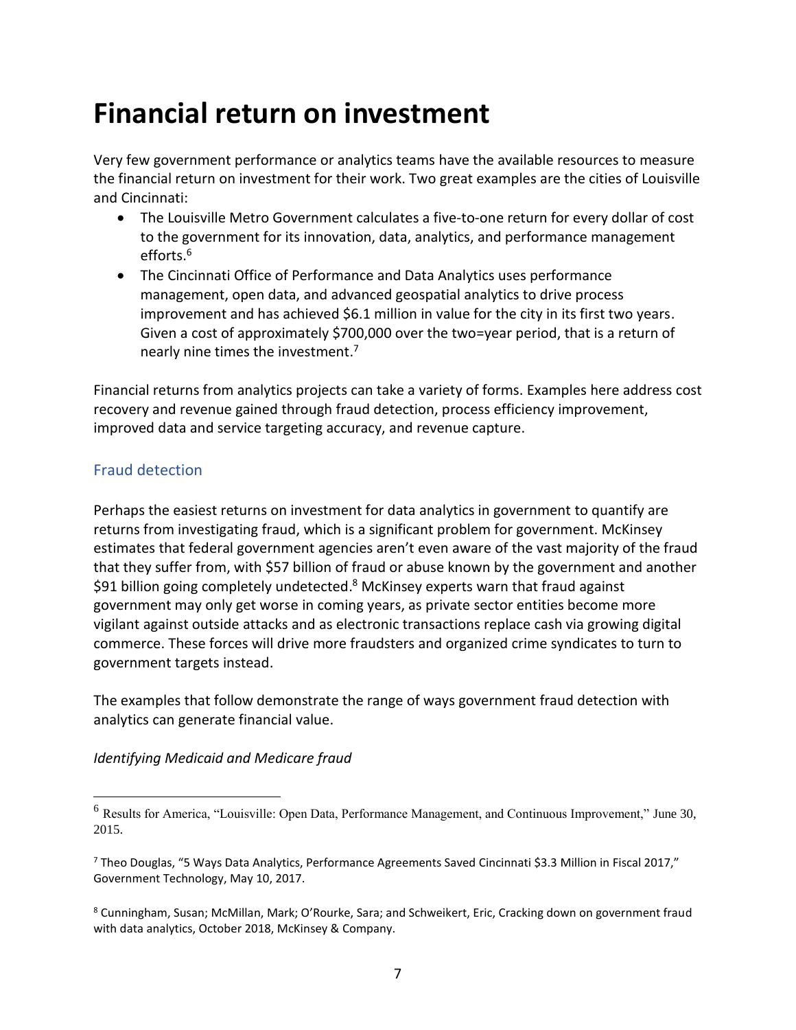# Financial return on investment

Very few government performance or analytics teams have the available resources to measure the financial return on investment for their work. Two great examples are the cities of Louisville and Cincinnati:

- The Louisville Metro Government calculates a five-to-one return for every dollar of cost to the government for its innovation, data, analytics, and performance management efforts.[6]
- The Cincinnati Office of Performance and Data Analytics uses performance management, open data, and advanced geospatial analytics to drive process improvement and has achieved $6.1 million in value for the city in its first two years. Given a cost of approximately $700,000 over the two=year period, that is a return of nearly nine times the investment.[7]

Financial returns from analytics projects can take a variety of forms. Examples here address cost recovery and revenue gained through fraud detection, process efficiency improvement, improved data and service targeting accuracy, and revenue capture.

## Fraud detection

Perhaps the easiest returns on investment for data analytics in government to quantify are returns from investigating fraud, which is a significant problem for government. McKinsey estimates that federal government agencies aren't even aware of the vast majority of the fraud that they suffer from, with $57 billion of fraud or abuse known by the government and another $91 billion going completely undetected.[8] McKinsey experts warn that fraud against government may only get worse in coming years, as private sector entities become more vigilant against outside attacks and as electronic transactions replace cash via growing digital commerce. These forces will drive more fraudsters and organized crime syndicates to turn to government targets instead.

The examples that follow demonstrate the range of ways government fraud detection with analytics can generate financial value.

*Identifying Medicaid and Medicare fraud*

---

[6] Results for America, "Louisville: Open Data, Performance Management, and Continuous Improvement," June 30, 2015.

[7] Theo Douglas, "5 Ways Data Analytics, Performance Agreements Saved Cincinnati $3.3 Million in Fiscal 2017," Government Technology, May 10, 2017.

[8] Cunningham, Susan; McMillan, Mark; O'Rourke, Sara; and Schweikert, Eric, Cracking down on government fraud with data analytics, October 2018, McKinsey & Company.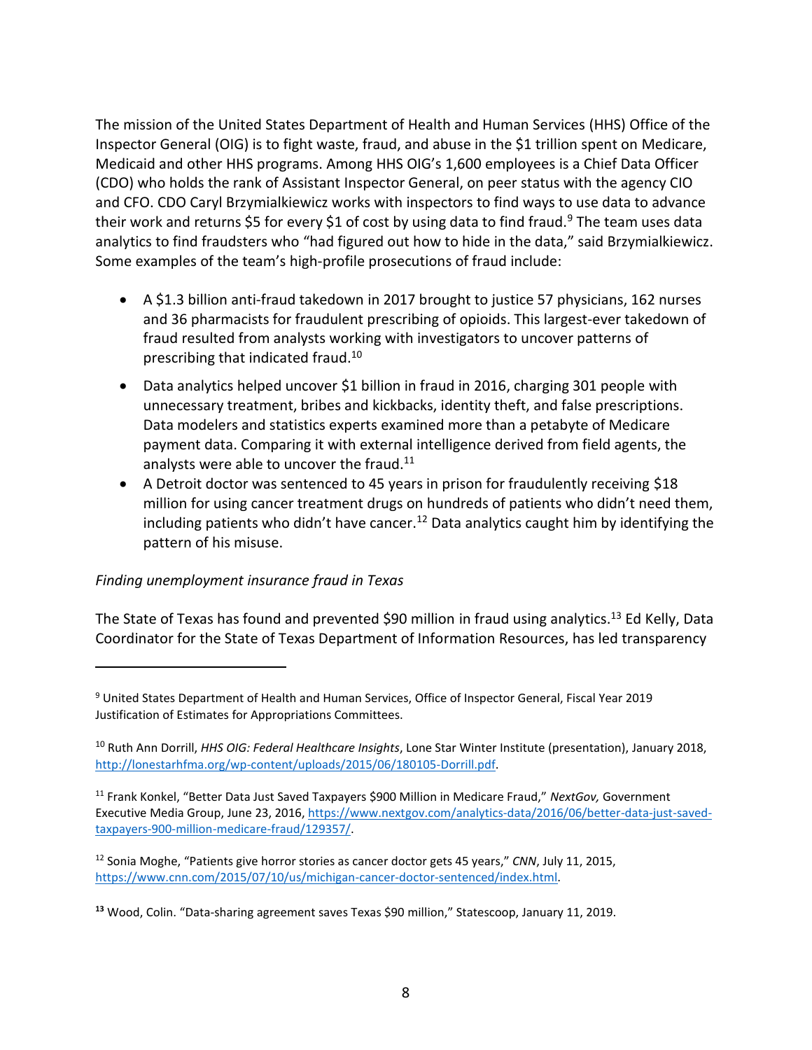The mission of the United States Department of Health and Human Services (HHS) Office of the Inspector General (OIG) is to fight waste, fraud, and abuse in the $1 trillion spent on Medicare, Medicaid and other HHS programs. Among HHS OIG's 1,600 employees is a Chief Data Officer (CDO) who holds the rank of Assistant Inspector General, on peer status with the agency CIO and CFO. CDO Caryl Brzymialkiewicz works with inspectors to find ways to use data to advance their work and returns $5 for every $1 of cost by using data to find fraud.[9] The team uses data analytics to find fraudsters who "had figured out how to hide in the data," said Brzymialkiewicz. Some examples of the team's high-profile prosecutions of fraud include:

- A $1.3 billion anti-fraud takedown in 2017 brought to justice 57 physicians, 162 nurses and 36 pharmacists for fraudulent prescribing of opioids. This largest-ever takedown of fraud resulted from analysts working with investigators to uncover patterns of prescribing that indicated fraud.[10]
- Data analytics helped uncover $1 billion in fraud in 2016, charging 301 people with unnecessary treatment, bribes and kickbacks, identity theft, and false prescriptions. Data modelers and statistics experts examined more than a petabyte of Medicare payment data. Comparing it with external intelligence derived from field agents, the analysts were able to uncover the fraud.[11]
- A Detroit doctor was sentenced to 45 years in prison for fraudulently receiving $18 million for using cancer treatment drugs on hundreds of patients who didn't need them, including patients who didn't have cancer.[12] Data analytics caught him by identifying the pattern of his misuse.

*Finding unemployment insurance fraud in Texas*

The State of Texas has found and prevented $90 million in fraud using analytics.[13] Ed Kelly, Data Coordinator for the State of Texas Department of Information Resources, has led transparency

---

[9] United States Department of Health and Human Services, Office of Inspector General, Fiscal Year 2019 Justification of Estimates for Appropriations Committees.

[10] Ruth Ann Dorrill, *HHS OIG: Federal Healthcare Insights*, Lone Star Winter Institute (presentation), January 2018, http://lonestarhfma.org/wp-content/uploads/2015/06/180105-Dorrill.pdf.

[11] Frank Konkel, "Better Data Just Saved Taxpayers $900 Million in Medicare Fraud," *NextGov,* Government Executive Media Group, June 23, 2016, https://www.nextgov.com/analytics-data/2016/06/better-data-just-saved-taxpayers-900-million-medicare-fraud/129357/.

[12] Sonia Moghe, "Patients give horror stories as cancer doctor gets 45 years," *CNN*, July 11, 2015, https://www.cnn.com/2015/07/10/us/michigan-cancer-doctor-sentenced/index.html.

[13] Wood, Colin. "Data-sharing agreement saves Texas $90 million," Statescoop, January 11, 2019.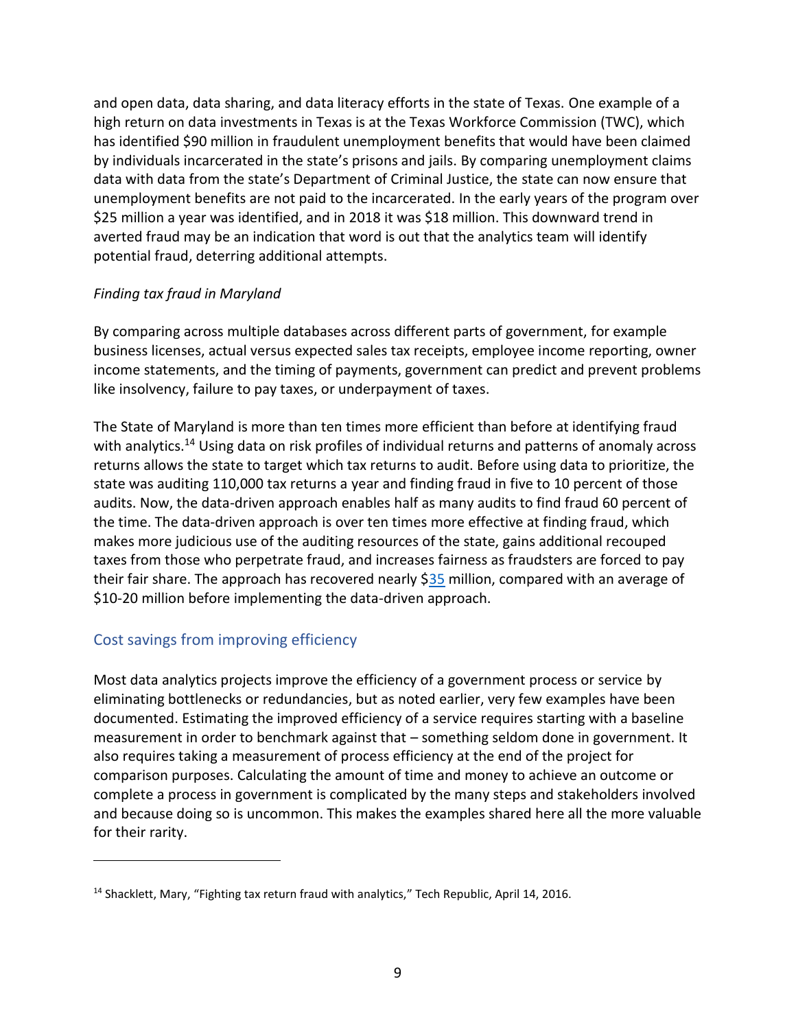and open data, data sharing, and data literacy efforts in the state of Texas. One example of a high return on data investments in Texas is at the Texas Workforce Commission (TWC), which has identified $90 million in fraudulent unemployment benefits that would have been claimed by individuals incarcerated in the state's prisons and jails. By comparing unemployment claims data with data from the state's Department of Criminal Justice, the state can now ensure that unemployment benefits are not paid to the incarcerated. In the early years of the program over $25 million a year was identified, and in 2018 it was $18 million. This downward trend in averted fraud may be an indication that word is out that the analytics team will identify potential fraud, deterring additional attempts.

*Finding tax fraud in Maryland*

By comparing across multiple databases across different parts of government, for example business licenses, actual versus expected sales tax receipts, employee income reporting, owner income statements, and the timing of payments, government can predict and prevent problems like insolvency, failure to pay taxes, or underpayment of taxes.

The State of Maryland is more than ten times more efficient than before at identifying fraud with analytics.[14] Using data on risk profiles of individual returns and patterns of anomaly across returns allows the state to target which tax returns to audit. Before using data to prioritize, the state was auditing 110,000 tax returns a year and finding fraud in five to 10 percent of those audits. Now, the data-driven approach enables half as many audits to find fraud 60 percent of the time. The data-driven approach is over ten times more effective at finding fraud, which makes more judicious use of the auditing resources of the state, gains additional recouped taxes from those who perpetrate fraud, and increases fairness as fraudsters are forced to pay their fair share. The approach has recovered nearly $35 million, compared with an average of $10-20 million before implementing the data-driven approach.

## Cost savings from improving efficiency

Most data analytics projects improve the efficiency of a government process or service by eliminating bottlenecks or redundancies, but as noted earlier, very few examples have been documented. Estimating the improved efficiency of a service requires starting with a baseline measurement in order to benchmark against that – something seldom done in government. It also requires taking a measurement of process efficiency at the end of the project for comparison purposes. Calculating the amount of time and money to achieve an outcome or complete a process in government is complicated by the many steps and stakeholders involved and because doing so is uncommon. This makes the examples shared here all the more valuable for their rarity.

---

[14] Shacklett, Mary, "Fighting tax return fraud with analytics," Tech Republic, April 14, 2016.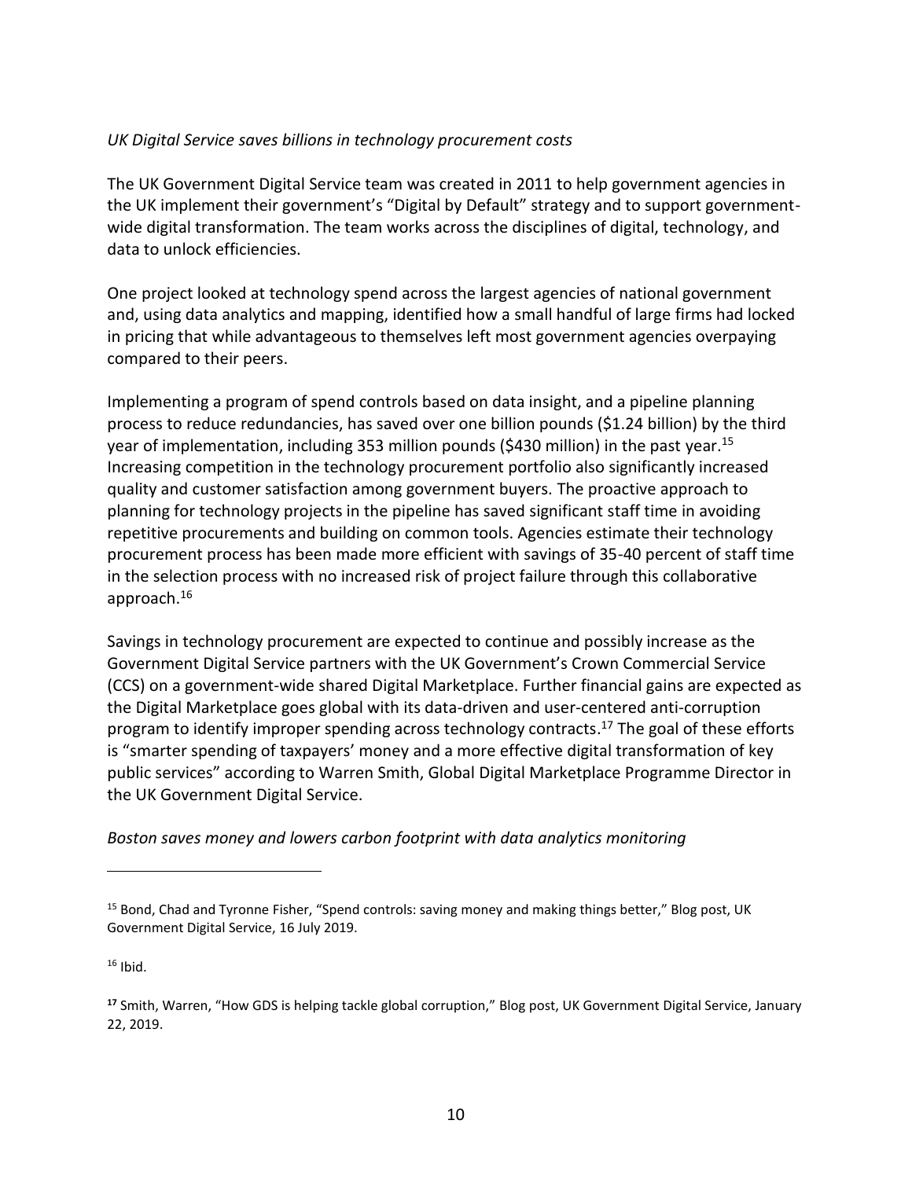*UK Digital Service saves billions in technology procurement costs*

The UK Government Digital Service team was created in 2011 to help government agencies in the UK implement their government's "Digital by Default" strategy and to support government-wide digital transformation. The team works across the disciplines of digital, technology, and data to unlock efficiencies.

One project looked at technology spend across the largest agencies of national government and, using data analytics and mapping, identified how a small handful of large firms had locked in pricing that while advantageous to themselves left most government agencies overpaying compared to their peers.

Implementing a program of spend controls based on data insight, and a pipeline planning process to reduce redundancies, has saved over one billion pounds ($1.24 billion) by the third year of implementation, including 353 million pounds ($430 million) in the past year.[15] Increasing competition in the technology procurement portfolio also significantly increased quality and customer satisfaction among government buyers. The proactive approach to planning for technology projects in the pipeline has saved significant staff time in avoiding repetitive procurements and building on common tools. Agencies estimate their technology procurement process has been made more efficient with savings of 35-40 percent of staff time in the selection process with no increased risk of project failure through this collaborative approach.[16]

Savings in technology procurement are expected to continue and possibly increase as the Government Digital Service partners with the UK Government's Crown Commercial Service (CCS) on a government-wide shared Digital Marketplace. Further financial gains are expected as the Digital Marketplace goes global with its data-driven and user-centered anti-corruption program to identify improper spending across technology contracts.[17] The goal of these efforts is "smarter spending of taxpayers' money and a more effective digital transformation of key public services" according to Warren Smith, Global Digital Marketplace Programme Director in the UK Government Digital Service.

*Boston saves money and lowers carbon footprint with data analytics monitoring*

---

[15] Bond, Chad and Tyronne Fisher, "Spend controls: saving money and making things better," Blog post, UK Government Digital Service, 16 July 2019.

[16] Ibid.

[17] Smith, Warren, "How GDS is helping tackle global corruption," Blog post, UK Government Digital Service, January 22, 2019.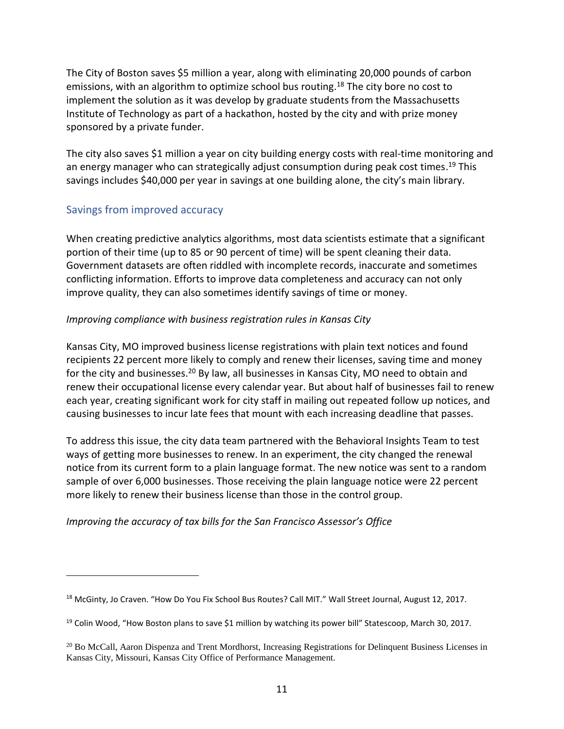The City of Boston saves $5 million a year, along with eliminating 20,000 pounds of carbon emissions, with an algorithm to optimize school bus routing.[18] The city bore no cost to implement the solution as it was develop by graduate students from the Massachusetts Institute of Technology as part of a hackathon, hosted by the city and with prize money sponsored by a private funder.

The city also saves $1 million a year on city building energy costs with real-time monitoring and an energy manager who can strategically adjust consumption during peak cost times.[19] This savings includes $40,000 per year in savings at one building alone, the city's main library.

## Savings from improved accuracy

When creating predictive analytics algorithms, most data scientists estimate that a significant portion of their time (up to 85 or 90 percent of time) will be spent cleaning their data. Government datasets are often riddled with incomplete records, inaccurate and sometimes conflicting information. Efforts to improve data completeness and accuracy can not only improve quality, they can also sometimes identify savings of time or money.

*Improving compliance with business registration rules in Kansas City*

Kansas City, MO improved business license registrations with plain text notices and found recipients 22 percent more likely to comply and renew their licenses, saving time and money for the city and businesses.[20] By law, all businesses in Kansas City, MO need to obtain and renew their occupational license every calendar year. But about half of businesses fail to renew each year, creating significant work for city staff in mailing out repeated follow up notices, and causing businesses to incur late fees that mount with each increasing deadline that passes.

To address this issue, the city data team partnered with the Behavioral Insights Team to test ways of getting more businesses to renew. In an experiment, the city changed the renewal notice from its current form to a plain language format. The new notice was sent to a random sample of over 6,000 businesses. Those receiving the plain language notice were 22 percent more likely to renew their business license than those in the control group.

*Improving the accuracy of tax bills for the San Francisco Assessor's Office*

---

[18] McGinty, Jo Craven. "How Do You Fix School Bus Routes? Call MIT." Wall Street Journal, August 12, 2017.

[19] Colin Wood, "How Boston plans to save $1 million by watching its power bill" Statescoop, March 30, 2017.

[20] Bo McCall, Aaron Dispenza and Trent Mordhorst, Increasing Registrations for Delinquent Business Licenses in Kansas City, Missouri, Kansas City Office of Performance Management.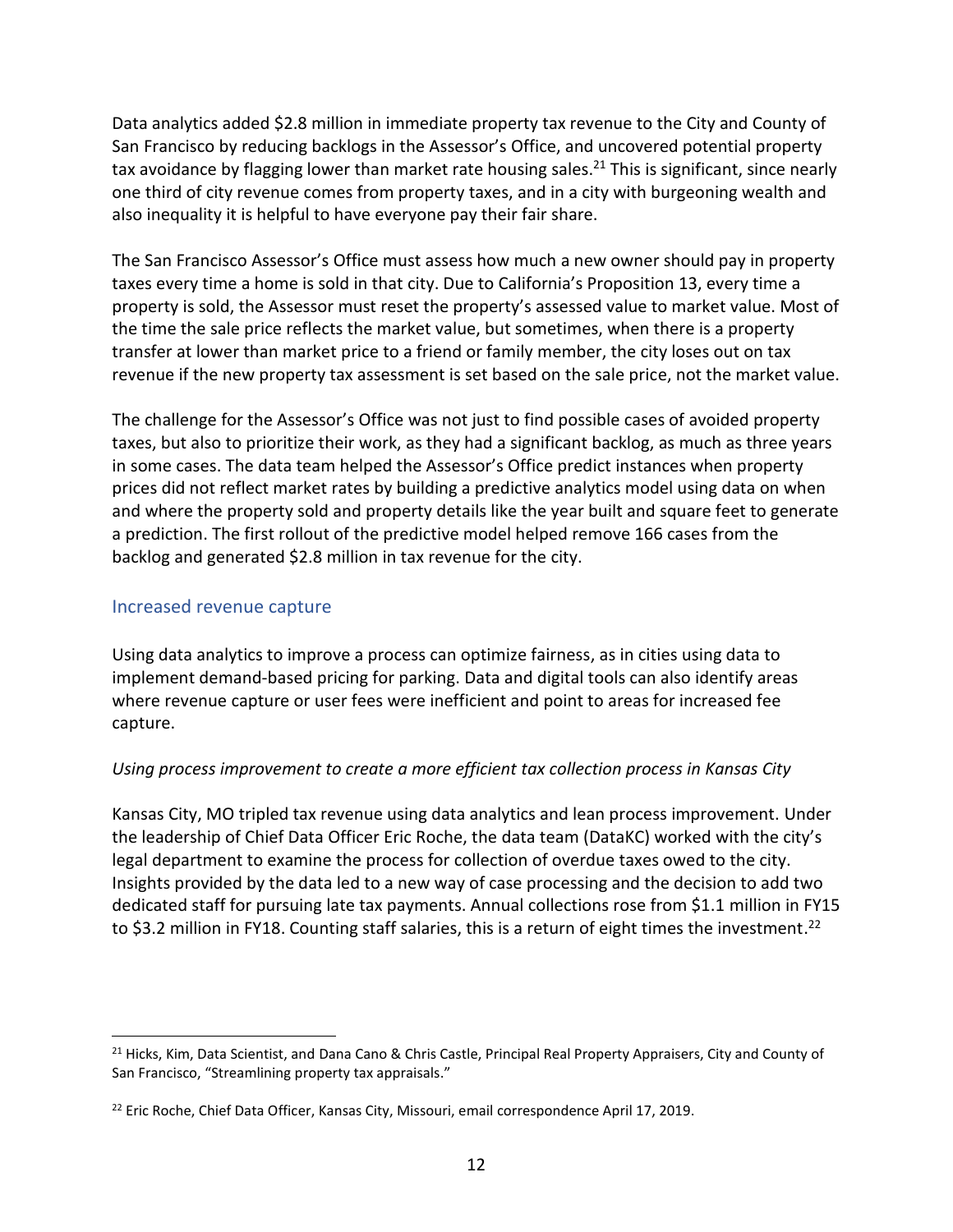Data analytics added $2.8 million in immediate property tax revenue to the City and County of San Francisco by reducing backlogs in the Assessor's Office, and uncovered potential property tax avoidance by flagging lower than market rate housing sales.[21] This is significant, since nearly one third of city revenue comes from property taxes, and in a city with burgeoning wealth and also inequality it is helpful to have everyone pay their fair share.

The San Francisco Assessor's Office must assess how much a new owner should pay in property taxes every time a home is sold in that city. Due to California's Proposition 13, every time a property is sold, the Assessor must reset the property's assessed value to market value. Most of the time the sale price reflects the market value, but sometimes, when there is a property transfer at lower than market price to a friend or family member, the city loses out on tax revenue if the new property tax assessment is set based on the sale price, not the market value.

The challenge for the Assessor's Office was not just to find possible cases of avoided property taxes, but also to prioritize their work, as they had a significant backlog, as much as three years in some cases. The data team helped the Assessor's Office predict instances when property prices did not reflect market rates by building a predictive analytics model using data on when and where the property sold and property details like the year built and square feet to generate a prediction. The first rollout of the predictive model helped remove 166 cases from the backlog and generated $2.8 million in tax revenue for the city.

## Increased revenue capture

Using data analytics to improve a process can optimize fairness, as in cities using data to implement demand-based pricing for parking. Data and digital tools can also identify areas where revenue capture or user fees were inefficient and point to areas for increased fee capture.

*Using process improvement to create a more efficient tax collection process in Kansas City*

Kansas City, MO tripled tax revenue using data analytics and lean process improvement. Under the leadership of Chief Data Officer Eric Roche, the data team (DataKC) worked with the city's legal department to examine the process for collection of overdue taxes owed to the city. Insights provided by the data led to a new way of case processing and the decision to add two dedicated staff for pursuing late tax payments. Annual collections rose from $1.1 million in FY15 to $3.2 million in FY18. Counting staff salaries, this is a return of eight times the investment.[22]

---

[21] Hicks, Kim, Data Scientist, and Dana Cano & Chris Castle, Principal Real Property Appraisers, City and County of San Francisco, "Streamlining property tax appraisals."

[22] Eric Roche, Chief Data Officer, Kansas City, Missouri, email correspondence April 17, 2019.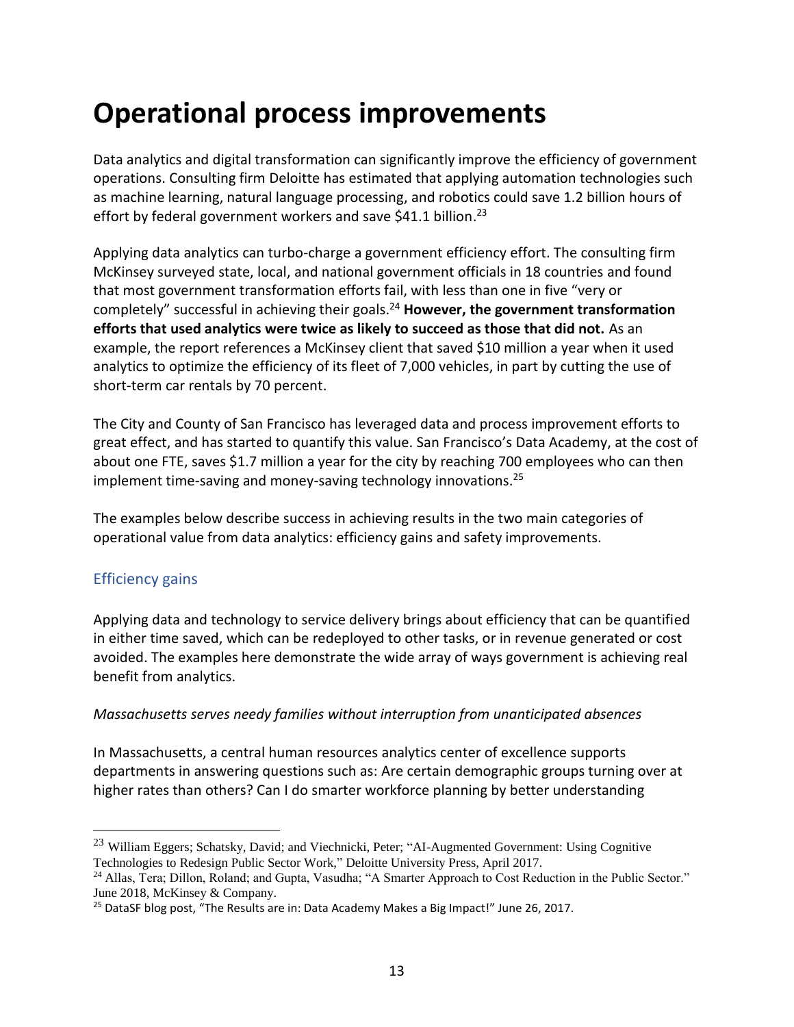# Operational process improvements

Data analytics and digital transformation can significantly improve the efficiency of government operations. Consulting firm Deloitte has estimated that applying automation technologies such as machine learning, natural language processing, and robotics could save 1.2 billion hours of effort by federal government workers and save $41.1 billion.[23]

Applying data analytics can turbo-charge a government efficiency effort. The consulting firm McKinsey surveyed state, local, and national government officials in 18 countries and found that most government transformation efforts fail, with less than one in five "very or completely" successful in achieving their goals.[24] **However, the government transformation efforts that used analytics were twice as likely to succeed as those that did not.** As an example, the report references a McKinsey client that saved $10 million a year when it used analytics to optimize the efficiency of its fleet of 7,000 vehicles, in part by cutting the use of short-term car rentals by 70 percent.

The City and County of San Francisco has leveraged data and process improvement efforts to great effect, and has started to quantify this value. San Francisco's Data Academy, at the cost of about one FTE, saves $1.7 million a year for the city by reaching 700 employees who can then implement time-saving and money-saving technology innovations.[25]

The examples below describe success in achieving results in the two main categories of operational value from data analytics: efficiency gains and safety improvements.

## Efficiency gains

Applying data and technology to service delivery brings about efficiency that can be quantified in either time saved, which can be redeployed to other tasks, or in revenue generated or cost avoided. The examples here demonstrate the wide array of ways government is achieving real benefit from analytics.

*Massachusetts serves needy families without interruption from unanticipated absences*

In Massachusetts, a central human resources analytics center of excellence supports departments in answering questions such as: Are certain demographic groups turning over at higher rates than others? Can I do smarter workforce planning by better understanding

---

[23] William Eggers; Schatsky, David; and Viechnicki, Peter; "AI-Augmented Government: Using Cognitive Technologies to Redesign Public Sector Work," Deloitte University Press, April 2017.

[24] Allas, Tera; Dillon, Roland; and Gupta, Vasudha; "A Smarter Approach to Cost Reduction in the Public Sector." June 2018, McKinsey & Company.

[25] DataSF blog post, "The Results are in: Data Academy Makes a Big Impact!" June 26, 2017.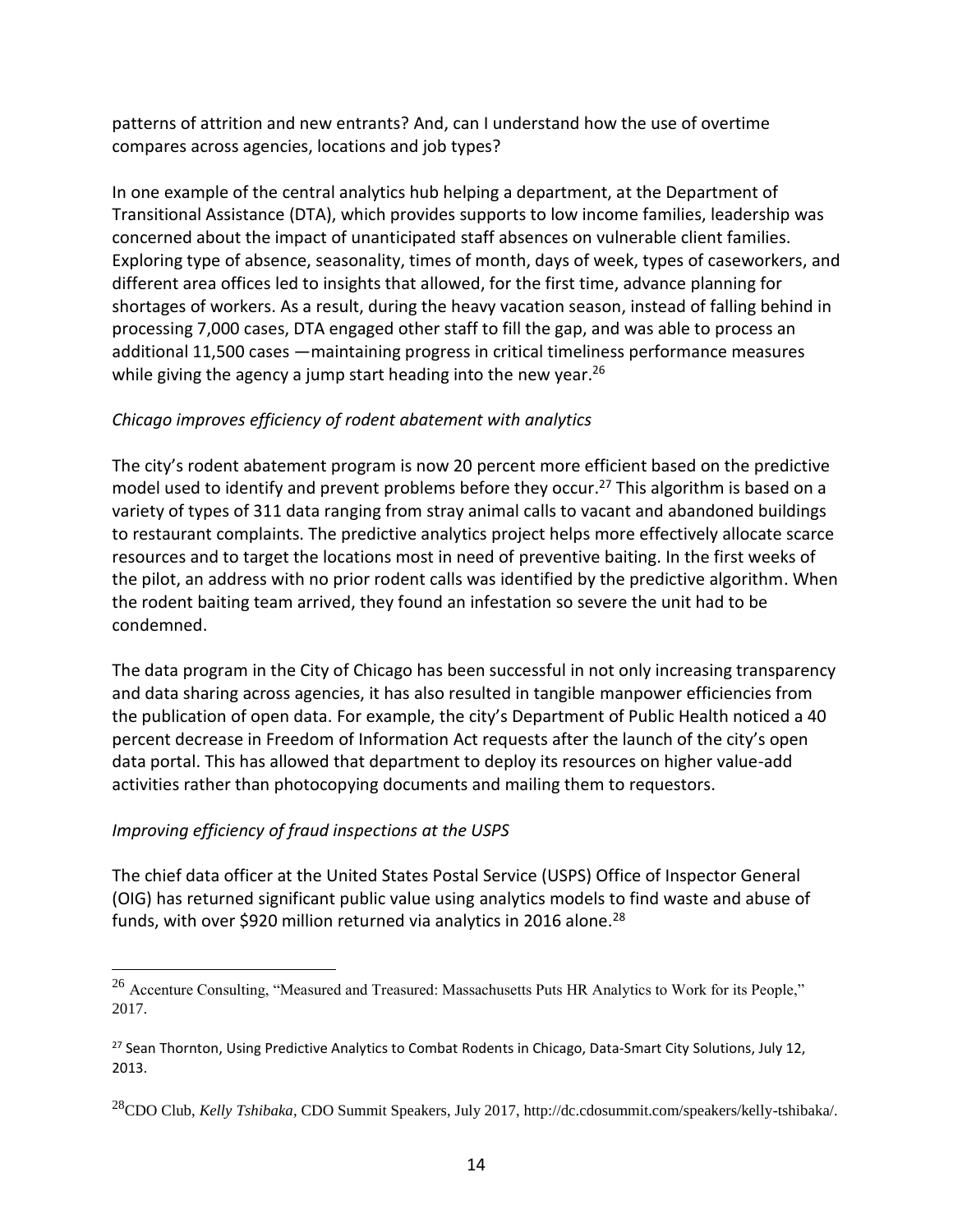patterns of attrition and new entrants? And, can I understand how the use of overtime compares across agencies, locations and job types?

In one example of the central analytics hub helping a department, at the Department of Transitional Assistance (DTA), which provides supports to low income families, leadership was concerned about the impact of unanticipated staff absences on vulnerable client families. Exploring type of absence, seasonality, times of month, days of week, types of caseworkers, and different area offices led to insights that allowed, for the first time, advance planning for shortages of workers. As a result, during the heavy vacation season, instead of falling behind in processing 7,000 cases, DTA engaged other staff to fill the gap, and was able to process an additional 11,500 cases —maintaining progress in critical timeliness performance measures while giving the agency a jump start heading into the new year.[26]

*Chicago improves efficiency of rodent abatement with analytics*

The city's rodent abatement program is now 20 percent more efficient based on the predictive model used to identify and prevent problems before they occur.[27] This algorithm is based on a variety of types of 311 data ranging from stray animal calls to vacant and abandoned buildings to restaurant complaints. The predictive analytics project helps more effectively allocate scarce resources and to target the locations most in need of preventive baiting. In the first weeks of the pilot, an address with no prior rodent calls was identified by the predictive algorithm. When the rodent baiting team arrived, they found an infestation so severe the unit had to be condemned.

The data program in the City of Chicago has been successful in not only increasing transparency and data sharing across agencies, it has also resulted in tangible manpower efficiencies from the publication of open data. For example, the city's Department of Public Health noticed a 40 percent decrease in Freedom of Information Act requests after the launch of the city's open data portal. This has allowed that department to deploy its resources on higher value-add activities rather than photocopying documents and mailing them to requestors.

*Improving efficiency of fraud inspections at the USPS*

The chief data officer at the United States Postal Service (USPS) Office of Inspector General (OIG) has returned significant public value using analytics models to find waste and abuse of funds, with over $920 million returned via analytics in 2016 alone.[28]

---

[26] Accenture Consulting, "Measured and Treasured: Massachusetts Puts HR Analytics to Work for its People," 2017.

[27] Sean Thornton, Using Predictive Analytics to Combat Rodents in Chicago, Data-Smart City Solutions, July 12, 2013.

[28] CDO Club, *Kelly Tshibaka*, CDO Summit Speakers, July 2017, http://dc.cdosummit.com/speakers/kelly-tshibaka/.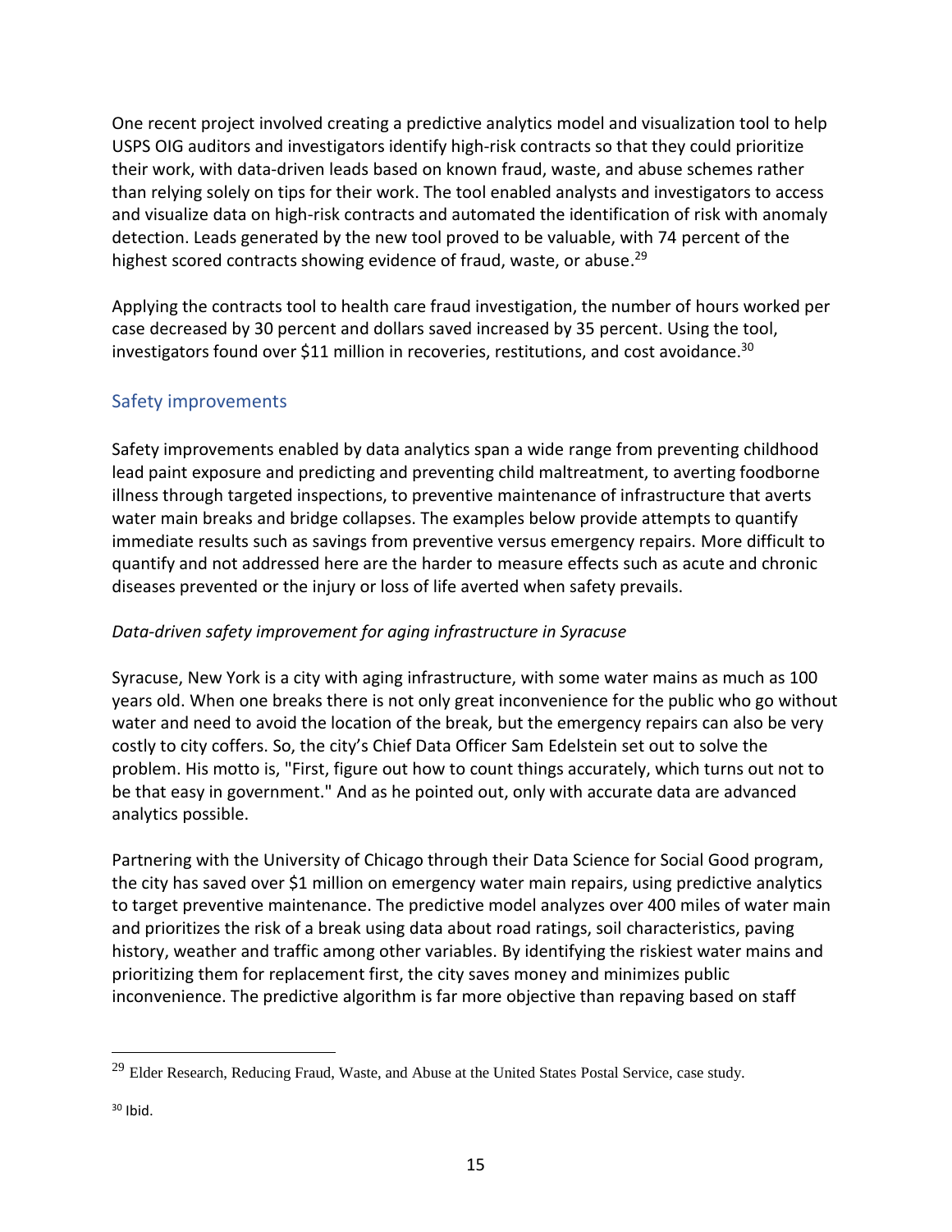One recent project involved creating a predictive analytics model and visualization tool to help USPS OIG auditors and investigators identify high-risk contracts so that they could prioritize their work, with data-driven leads based on known fraud, waste, and abuse schemes rather than relying solely on tips for their work. The tool enabled analysts and investigators to access and visualize data on high-risk contracts and automated the identification of risk with anomaly detection. Leads generated by the new tool proved to be valuable, with 74 percent of the highest scored contracts showing evidence of fraud, waste, or abuse.[29]

Applying the contracts tool to health care fraud investigation, the number of hours worked per case decreased by 30 percent and dollars saved increased by 35 percent. Using the tool, investigators found over $11 million in recoveries, restitutions, and cost avoidance.[30]

## Safety improvements

Safety improvements enabled by data analytics span a wide range from preventing childhood lead paint exposure and predicting and preventing child maltreatment, to averting foodborne illness through targeted inspections, to preventive maintenance of infrastructure that averts water main breaks and bridge collapses. The examples below provide attempts to quantify immediate results such as savings from preventive versus emergency repairs. More difficult to quantify and not addressed here are the harder to measure effects such as acute and chronic diseases prevented or the injury or loss of life averted when safety prevails.

*Data-driven safety improvement for aging infrastructure in Syracuse*

Syracuse, New York is a city with aging infrastructure, with some water mains as much as 100 years old. When one breaks there is not only great inconvenience for the public who go without water and need to avoid the location of the break, but the emergency repairs can also be very costly to city coffers. So, the city's Chief Data Officer Sam Edelstein set out to solve the problem. His motto is, "First, figure out how to count things accurately, which turns out not to be that easy in government." And as he pointed out, only with accurate data are advanced analytics possible.

Partnering with the University of Chicago through their Data Science for Social Good program, the city has saved over $1 million on emergency water main repairs, using predictive analytics to target preventive maintenance. The predictive model analyzes over 400 miles of water main and prioritizes the risk of a break using data about road ratings, soil characteristics, paving history, weather and traffic among other variables. By identifying the riskiest water mains and prioritizing them for replacement first, the city saves money and minimizes public inconvenience. The predictive algorithm is far more objective than repaving based on staff

---

[29] Elder Research, Reducing Fraud, Waste, and Abuse at the United States Postal Service, case study.

[30] Ibid.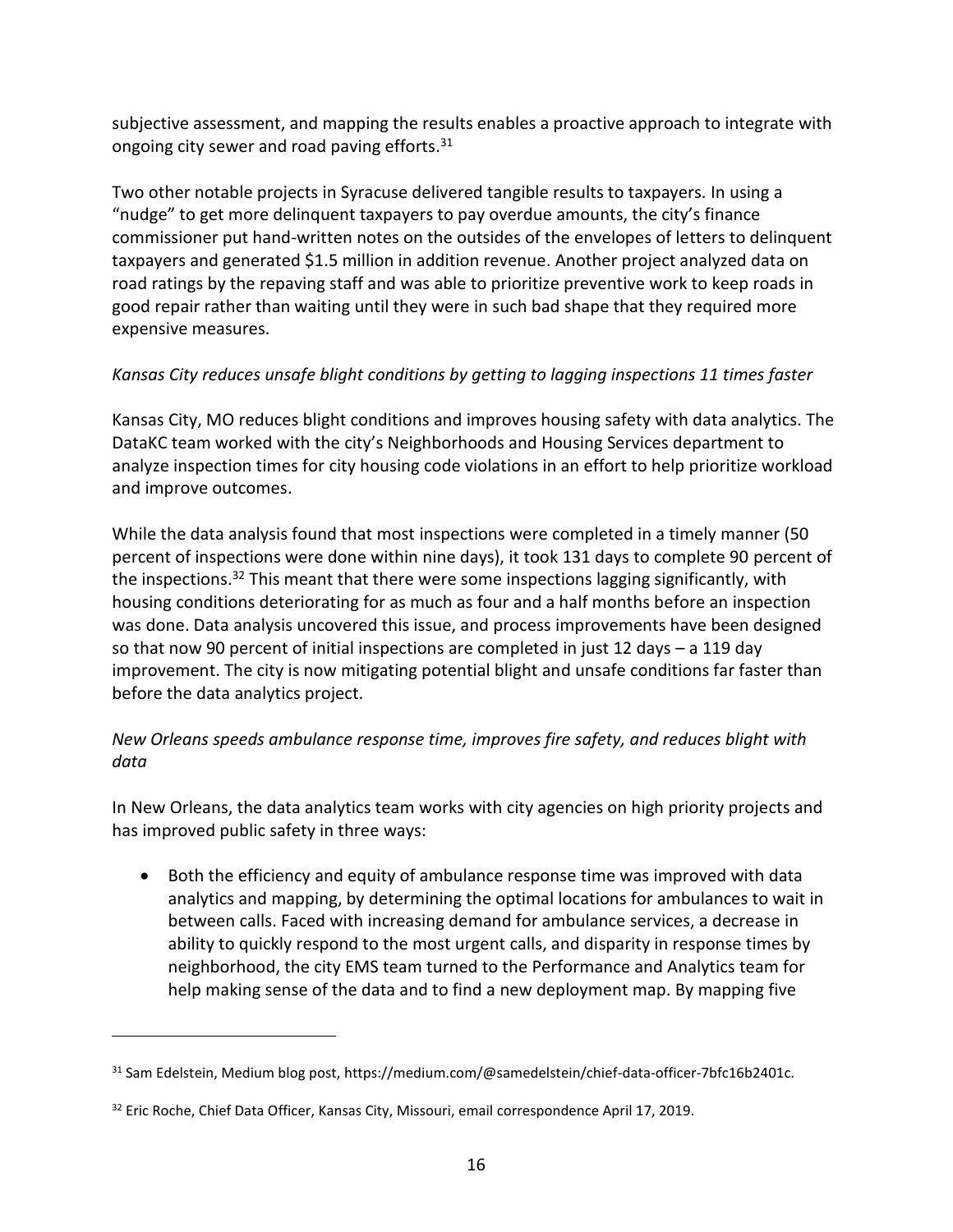subjective assessment, and mapping the results enables a proactive approach to integrate with ongoing city sewer and road paving efforts.[31]

Two other notable projects in Syracuse delivered tangible results to taxpayers. In using a "nudge" to get more delinquent taxpayers to pay overdue amounts, the city's finance commissioner put hand-written notes on the outsides of the envelopes of letters to delinquent taxpayers and generated $1.5 million in addition revenue. Another project analyzed data on road ratings by the repaving staff and was able to prioritize preventive work to keep roads in good repair rather than waiting until they were in such bad shape that they required more expensive measures.

*Kansas City reduces unsafe blight conditions by getting to lagging inspections 11 times faster*

Kansas City, MO reduces blight conditions and improves housing safety with data analytics. The DataKC team worked with the city's Neighborhoods and Housing Services department to analyze inspection times for city housing code violations in an effort to help prioritize workload and improve outcomes.

While the data analysis found that most inspections were completed in a timely manner (50 percent of inspections were done within nine days), it took 131 days to complete 90 percent of the inspections.[32] This meant that there were some inspections lagging significantly, with housing conditions deteriorating for as much as four and a half months before an inspection was done. Data analysis uncovered this issue, and process improvements have been designed so that now 90 percent of initial inspections are completed in just 12 days – a 119 day improvement. The city is now mitigating potential blight and unsafe conditions far faster than before the data analytics project.

*New Orleans speeds ambulance response time, improves fire safety, and reduces blight with data*

In New Orleans, the data analytics team works with city agencies on high priority projects and has improved public safety in three ways:

- Both the efficiency and equity of ambulance response time was improved with data analytics and mapping, by determining the optimal locations for ambulances to wait in between calls. Faced with increasing demand for ambulance services, a decrease in ability to quickly respond to the most urgent calls, and disparity in response times by neighborhood, the city EMS team turned to the Performance and Analytics team for help making sense of the data and to find a new deployment map. By mapping five

---

[31] Sam Edelstein, Medium blog post, https://medium.com/@samedelstein/chief-data-officer-7bfc16b2401c.

[32] Eric Roche, Chief Data Officer, Kansas City, Missouri, email correspondence April 17, 2019.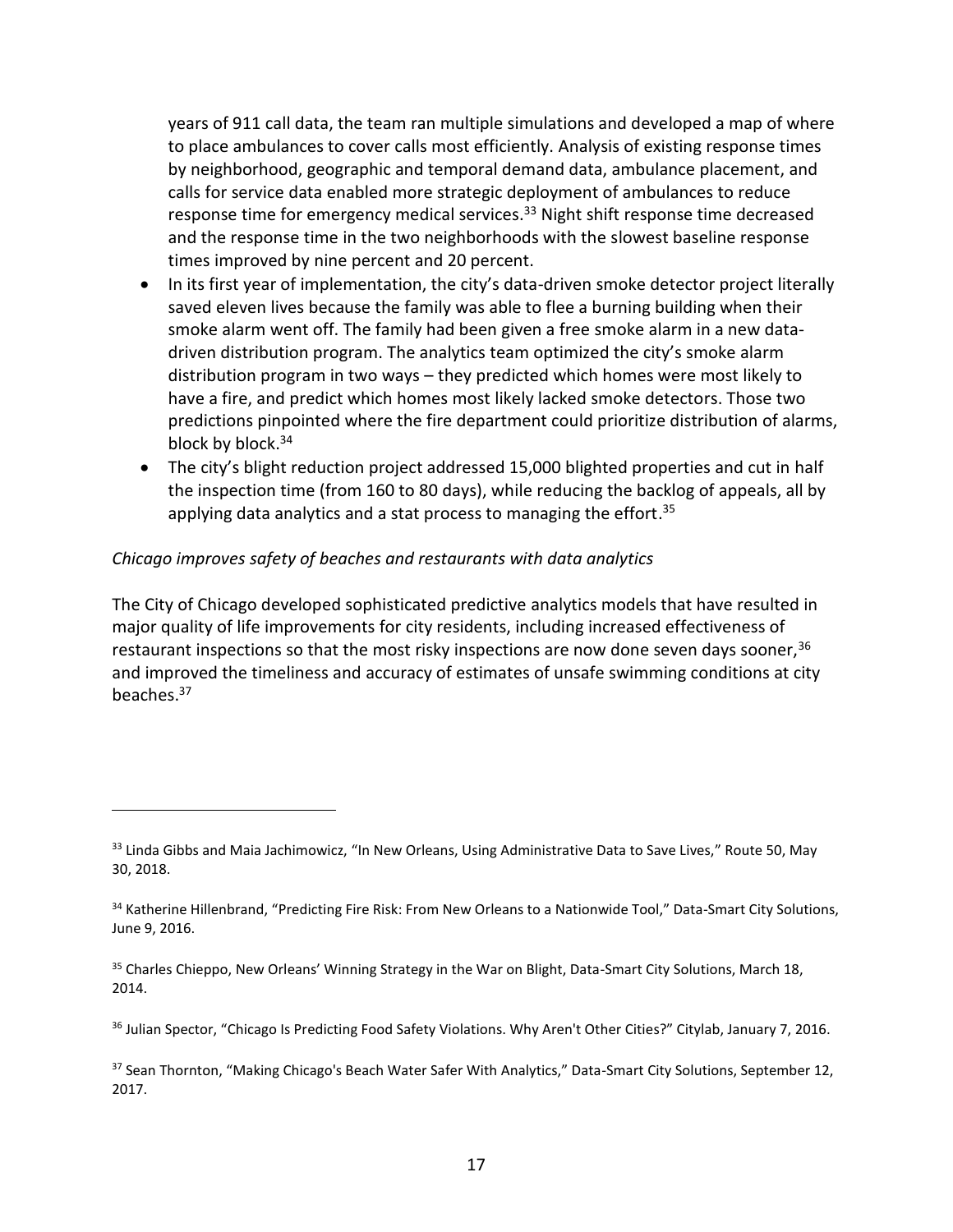years of 911 call data, the team ran multiple simulations and developed a map of where to place ambulances to cover calls most efficiently. Analysis of existing response times by neighborhood, geographic and temporal demand data, ambulance placement, and calls for service data enabled more strategic deployment of ambulances to reduce response time for emergency medical services.[33] Night shift response time decreased and the response time in the two neighborhoods with the slowest baseline response times improved by nine percent and 20 percent.

- In its first year of implementation, the city's data-driven smoke detector project literally saved eleven lives because the family was able to flee a burning building when their smoke alarm went off. The family had been given a free smoke alarm in a new data-driven distribution program. The analytics team optimized the city's smoke alarm distribution program in two ways – they predicted which homes were most likely to have a fire, and predict which homes most likely lacked smoke detectors. Those two predictions pinpointed where the fire department could prioritize distribution of alarms, block by block.[34]
- The city's blight reduction project addressed 15,000 blighted properties and cut in half the inspection time (from 160 to 80 days), while reducing the backlog of appeals, all by applying data analytics and a stat process to managing the effort.[35]

*Chicago improves safety of beaches and restaurants with data analytics*

The City of Chicago developed sophisticated predictive analytics models that have resulted in major quality of life improvements for city residents, including increased effectiveness of restaurant inspections so that the most risky inspections are now done seven days sooner,[36] and improved the timeliness and accuracy of estimates of unsafe swimming conditions at city beaches.[37]

---

[33] Linda Gibbs and Maia Jachimowicz, "In New Orleans, Using Administrative Data to Save Lives," Route 50, May 30, 2018.

[34] Katherine Hillenbrand, "Predicting Fire Risk: From New Orleans to a Nationwide Tool," Data-Smart City Solutions, June 9, 2016.

[35] Charles Chieppo, New Orleans' Winning Strategy in the War on Blight, Data-Smart City Solutions, March 18, 2014.

[36] Julian Spector, "Chicago Is Predicting Food Safety Violations. Why Aren't Other Cities?" Citylab, January 7, 2016.

[37] Sean Thornton, "Making Chicago's Beach Water Safer With Analytics," Data-Smart City Solutions, September 12, 2017.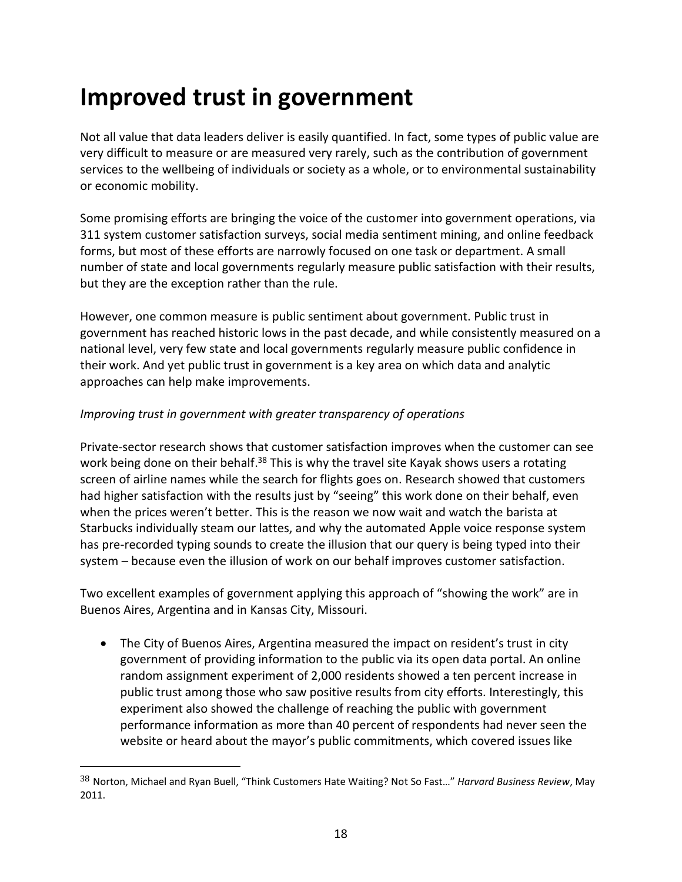# Improved trust in government

Not all value that data leaders deliver is easily quantified. In fact, some types of public value are very difficult to measure or are measured very rarely, such as the contribution of government services to the wellbeing of individuals or society as a whole, or to environmental sustainability or economic mobility.

Some promising efforts are bringing the voice of the customer into government operations, via 311 system customer satisfaction surveys, social media sentiment mining, and online feedback forms, but most of these efforts are narrowly focused on one task or department. A small number of state and local governments regularly measure public satisfaction with their results, but they are the exception rather than the rule.

However, one common measure is public sentiment about government. Public trust in government has reached historic lows in the past decade, and while consistently measured on a national level, very few state and local governments regularly measure public confidence in their work. And yet public trust in government is a key area on which data and analytic approaches can help make improvements.

*Improving trust in government with greater transparency of operations*

Private-sector research shows that customer satisfaction improves when the customer can see work being done on their behalf.[38] This is why the travel site Kayak shows users a rotating screen of airline names while the search for flights goes on. Research showed that customers had higher satisfaction with the results just by "seeing" this work done on their behalf, even when the prices weren't better. This is the reason we now wait and watch the barista at Starbucks individually steam our lattes, and why the automated Apple voice response system has pre-recorded typing sounds to create the illusion that our query is being typed into their system – because even the illusion of work on our behalf improves customer satisfaction.

Two excellent examples of government applying this approach of "showing the work" are in Buenos Aires, Argentina and in Kansas City, Missouri.

- The City of Buenos Aires, Argentina measured the impact on resident's trust in city government of providing information to the public via its open data portal. An online random assignment experiment of 2,000 residents showed a ten percent increase in public trust among those who saw positive results from city efforts. Interestingly, this experiment also showed the challenge of reaching the public with government performance information as more than 40 percent of respondents had never seen the website or heard about the mayor's public commitments, which covered issues like

---

[38] Norton, Michael and Ryan Buell, "Think Customers Hate Waiting? Not So Fast…" *Harvard Business Review*, May 2011.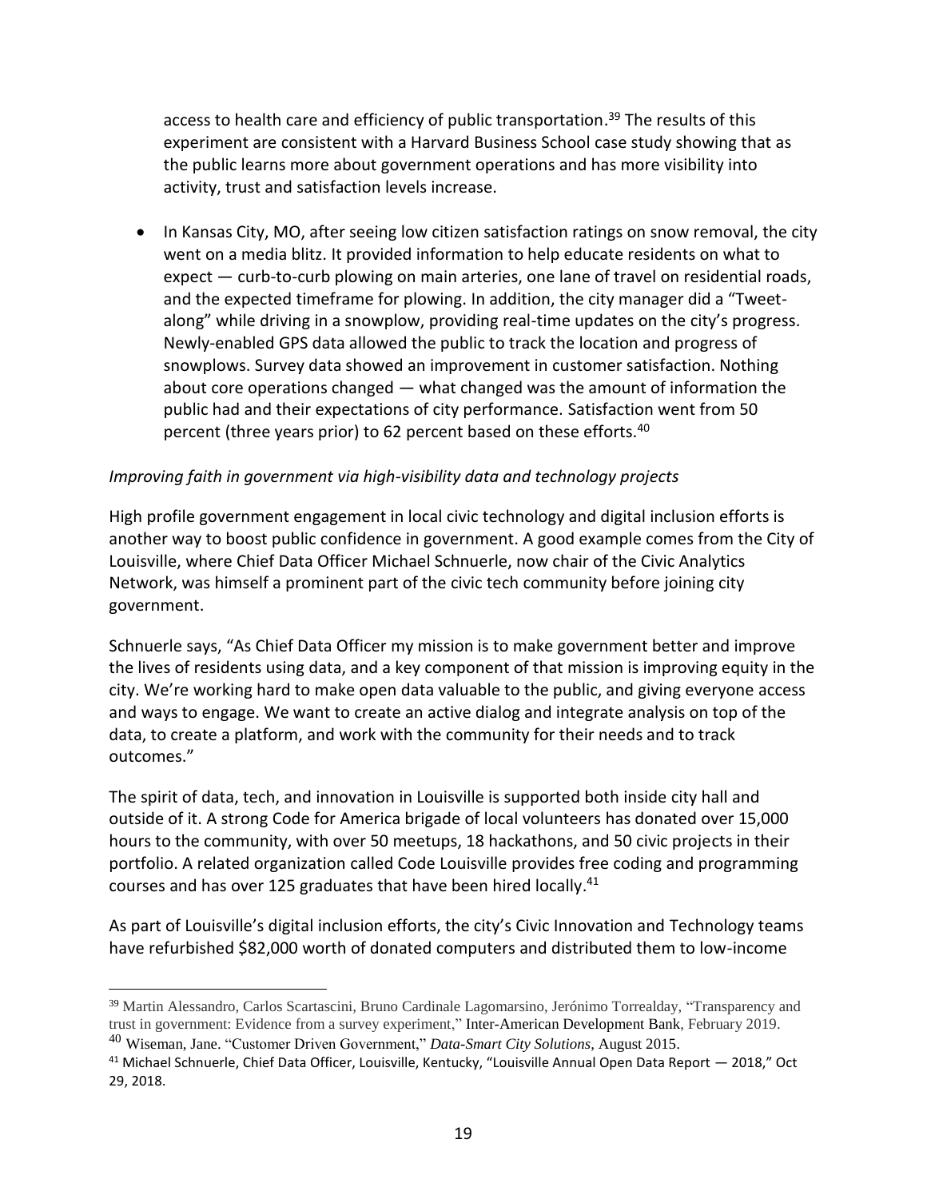access to health care and efficiency of public transportation.[39] The results of this experiment are consistent with a Harvard Business School case study showing that as the public learns more about government operations and has more visibility into activity, trust and satisfaction levels increase.

- In Kansas City, MO, after seeing low citizen satisfaction ratings on snow removal, the city went on a media blitz. It provided information to help educate residents on what to expect — curb-to-curb plowing on main arteries, one lane of travel on residential roads, and the expected timeframe for plowing. In addition, the city manager did a "Tweet-along" while driving in a snowplow, providing real-time updates on the city's progress. Newly-enabled GPS data allowed the public to track the location and progress of snowplows. Survey data showed an improvement in customer satisfaction. Nothing about core operations changed — what changed was the amount of information the public had and their expectations of city performance. Satisfaction went from 50 percent (three years prior) to 62 percent based on these efforts.[40]

*Improving faith in government via high-visibility data and technology projects*

High profile government engagement in local civic technology and digital inclusion efforts is another way to boost public confidence in government. A good example comes from the City of Louisville, where Chief Data Officer Michael Schnuerle, now chair of the Civic Analytics Network, was himself a prominent part of the civic tech community before joining city government.

Schnuerle says, "As Chief Data Officer my mission is to make government better and improve the lives of residents using data, and a key component of that mission is improving equity in the city. We're working hard to make open data valuable to the public, and giving everyone access and ways to engage. We want to create an active dialog and integrate analysis on top of the data, to create a platform, and work with the community for their needs and to track outcomes."

The spirit of data, tech, and innovation in Louisville is supported both inside city hall and outside of it. A strong Code for America brigade of local volunteers has donated over 15,000 hours to the community, with over 50 meetups, 18 hackathons, and 50 civic projects in their portfolio. A related organization called Code Louisville provides free coding and programming courses and has over 125 graduates that have been hired locally.[41]

As part of Louisville's digital inclusion efforts, the city's Civic Innovation and Technology teams have refurbished $82,000 worth of donated computers and distributed them to low-income

---

[39] Martin Alessandro, Carlos Scartascini, Bruno Cardinale Lagomarsino, Jerónimo Torrealday, "Transparency and trust in government: Evidence from a survey experiment," Inter-American Development Bank, February 2019.

[40] Wiseman, Jane. "Customer Driven Government," *Data-Smart City Solutions*, August 2015.

[41] Michael Schnuerle, Chief Data Officer, Louisville, Kentucky, "Louisville Annual Open Data Report — 2018," Oct 29, 2018.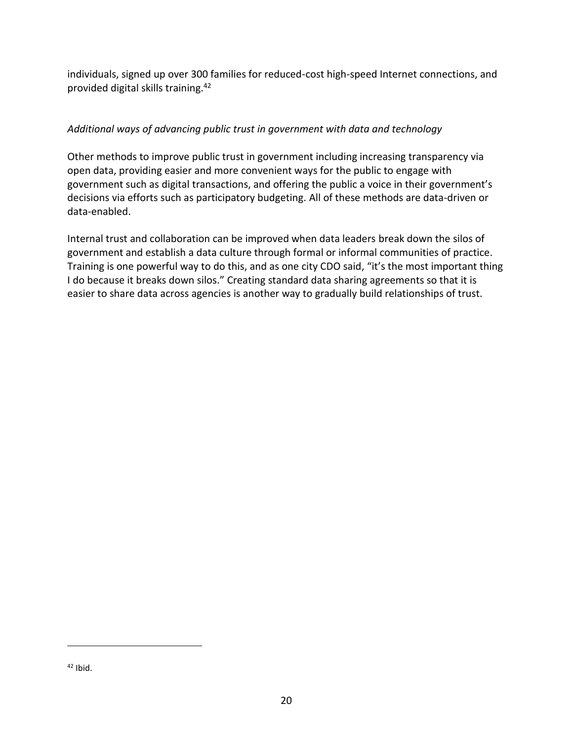individuals, signed up over 300 families for reduced-cost high-speed Internet connections, and provided digital skills training.[42]

*Additional ways of advancing public trust in government with data and technology*

Other methods to improve public trust in government including increasing transparency via open data, providing easier and more convenient ways for the public to engage with government such as digital transactions, and offering the public a voice in their government's decisions via efforts such as participatory budgeting. All of these methods are data-driven or data-enabled.

Internal trust and collaboration can be improved when data leaders break down the silos of government and establish a data culture through formal or informal communities of practice. Training is one powerful way to do this, and as one city CDO said, "it's the most important thing I do because it breaks down silos." Creating standard data sharing agreements so that it is easier to share data across agencies is another way to gradually build relationships of trust.

---

[42] Ibid.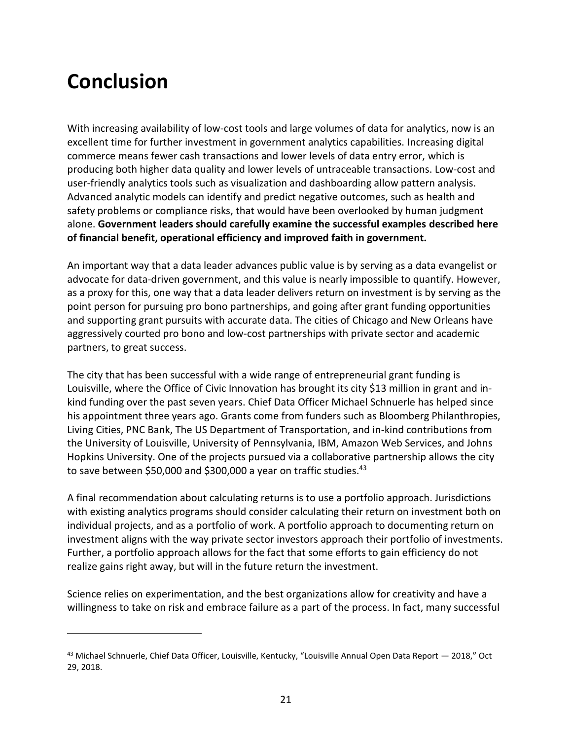# Conclusion

With increasing availability of low-cost tools and large volumes of data for analytics, now is an excellent time for further investment in government analytics capabilities. Increasing digital commerce means fewer cash transactions and lower levels of data entry error, which is producing both higher data quality and lower levels of untraceable transactions. Low-cost and user-friendly analytics tools such as visualization and dashboarding allow pattern analysis. Advanced analytic models can identify and predict negative outcomes, such as health and safety problems or compliance risks, that would have been overlooked by human judgment alone. **Government leaders should carefully examine the successful examples described here of financial benefit, operational efficiency and improved faith in government.**

An important way that a data leader advances public value is by serving as a data evangelist or advocate for data-driven government, and this value is nearly impossible to quantify. However, as a proxy for this, one way that a data leader delivers return on investment is by serving as the point person for pursuing pro bono partnerships, and going after grant funding opportunities and supporting grant pursuits with accurate data. The cities of Chicago and New Orleans have aggressively courted pro bono and low-cost partnerships with private sector and academic partners, to great success.

The city that has been successful with a wide range of entrepreneurial grant funding is Louisville, where the Office of Civic Innovation has brought its city $13 million in grant and in-kind funding over the past seven years. Chief Data Officer Michael Schnuerle has helped since his appointment three years ago. Grants come from funders such as Bloomberg Philanthropies, Living Cities, PNC Bank, The US Department of Transportation, and in-kind contributions from the University of Louisville, University of Pennsylvania, IBM, Amazon Web Services, and Johns Hopkins University. One of the projects pursued via a collaborative partnership allows the city to save between $50,000 and $300,000 a year on traffic studies.[43]

A final recommendation about calculating returns is to use a portfolio approach. Jurisdictions with existing analytics programs should consider calculating their return on investment both on individual projects, and as a portfolio of work. A portfolio approach to documenting return on investment aligns with the way private sector investors approach their portfolio of investments. Further, a portfolio approach allows for the fact that some efforts to gain efficiency do not realize gains right away, but will in the future return the investment.

Science relies on experimentation, and the best organizations allow for creativity and have a willingness to take on risk and embrace failure as a part of the process. In fact, many successful

[43] Michael Schnuerle, Chief Data Officer, Louisville, Kentucky, "Louisville Annual Open Data Report — 2018," Oct 29, 2018.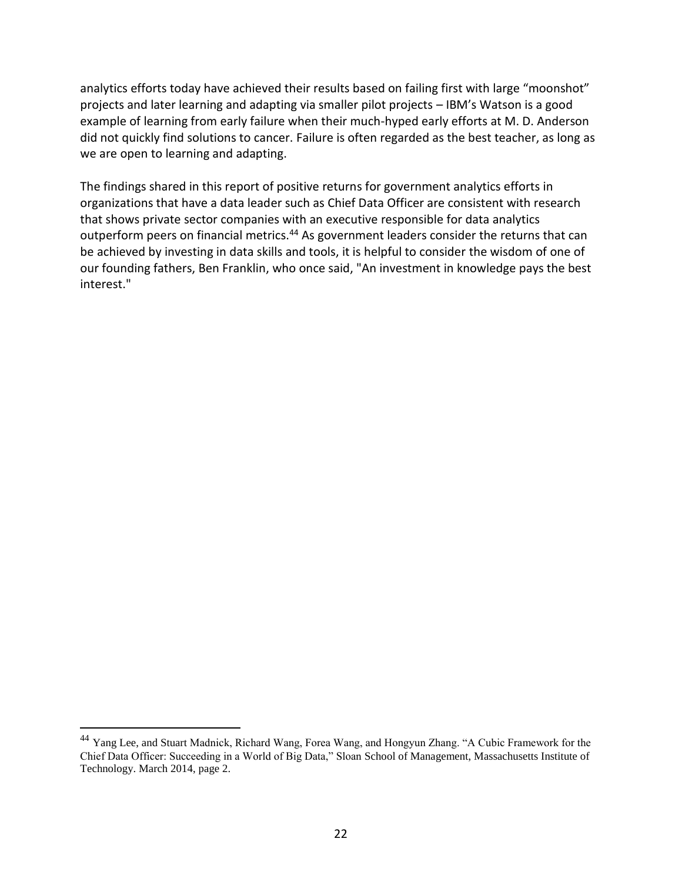analytics efforts today have achieved their results based on failing first with large "moonshot" projects and later learning and adapting via smaller pilot projects – IBM's Watson is a good example of learning from early failure when their much-hyped early efforts at M. D. Anderson did not quickly find solutions to cancer. Failure is often regarded as the best teacher, as long as we are open to learning and adapting.

The findings shared in this report of positive returns for government analytics efforts in organizations that have a data leader such as Chief Data Officer are consistent with research that shows private sector companies with an executive responsible for data analytics outperform peers on financial metrics.[44] As government leaders consider the returns that can be achieved by investing in data skills and tools, it is helpful to consider the wisdom of one of our founding fathers, Ben Franklin, who once said, "An investment in knowledge pays the best interest."

---

[44] Yang Lee, and Stuart Madnick, Richard Wang, Forea Wang, and Hongyun Zhang. "A Cubic Framework for the Chief Data Officer: Succeeding in a World of Big Data," Sloan School of Management, Massachusetts Institute of Technology. March 2014, page 2.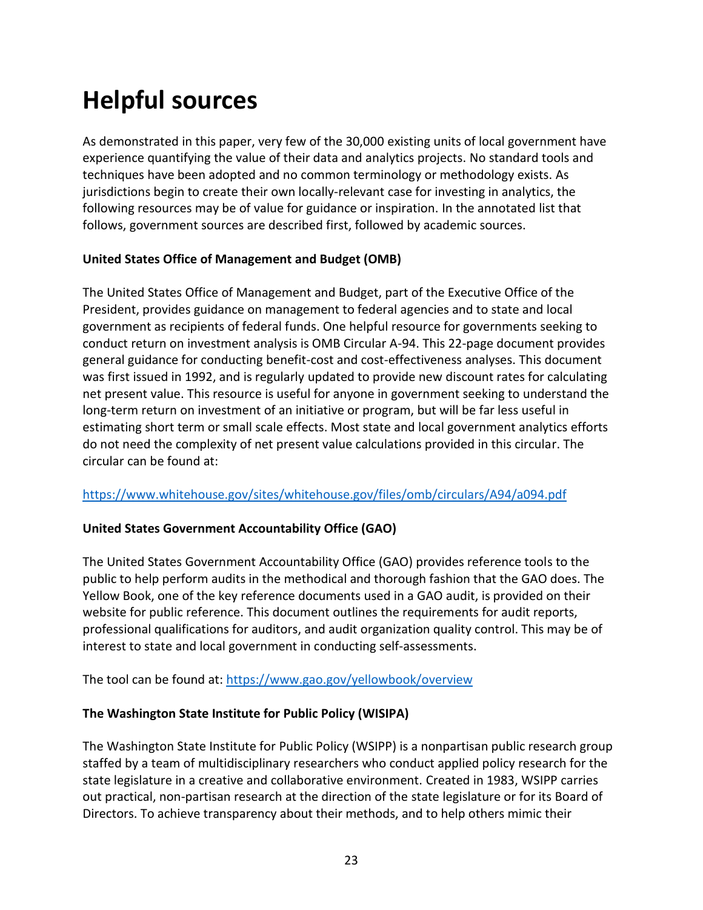# Helpful sources

As demonstrated in this paper, very few of the 30,000 existing units of local government have experience quantifying the value of their data and analytics projects. No standard tools and techniques have been adopted and no common terminology or methodology exists. As jurisdictions begin to create their own locally-relevant case for investing in analytics, the following resources may be of value for guidance or inspiration. In the annotated list that follows, government sources are described first, followed by academic sources.

**United States Office of Management and Budget (OMB)**

The United States Office of Management and Budget, part of the Executive Office of the President, provides guidance on management to federal agencies and to state and local government as recipients of federal funds. One helpful resource for governments seeking to conduct return on investment analysis is OMB Circular A-94. This 22-page document provides general guidance for conducting benefit-cost and cost-effectiveness analyses. This document was first issued in 1992, and is regularly updated to provide new discount rates for calculating net present value. This resource is useful for anyone in government seeking to understand the long-term return on investment of an initiative or program, but will be far less useful in estimating short term or small scale effects. Most state and local government analytics efforts do not need the complexity of net present value calculations provided in this circular. The circular can be found at:

https://www.whitehouse.gov/sites/whitehouse.gov/files/omb/circulars/A94/a094.pdf

**United States Government Accountability Office (GAO)**

The United States Government Accountability Office (GAO) provides reference tools to the public to help perform audits in the methodical and thorough fashion that the GAO does. The Yellow Book, one of the key reference documents used in a GAO audit, is provided on their website for public reference. This document outlines the requirements for audit reports, professional qualifications for auditors, and audit organization quality control. This may be of interest to state and local government in conducting self-assessments.

The tool can be found at: https://www.gao.gov/yellowbook/overview

**The Washington State Institute for Public Policy (WISIPA)**

The Washington State Institute for Public Policy (WSIPP) is a nonpartisan public research group staffed by a team of multidisciplinary researchers who conduct applied policy research for the state legislature in a creative and collaborative environment. Created in 1983, WSIPP carries out practical, non-partisan research at the direction of the state legislature or for its Board of Directors. To achieve transparency about their methods, and to help others mimic their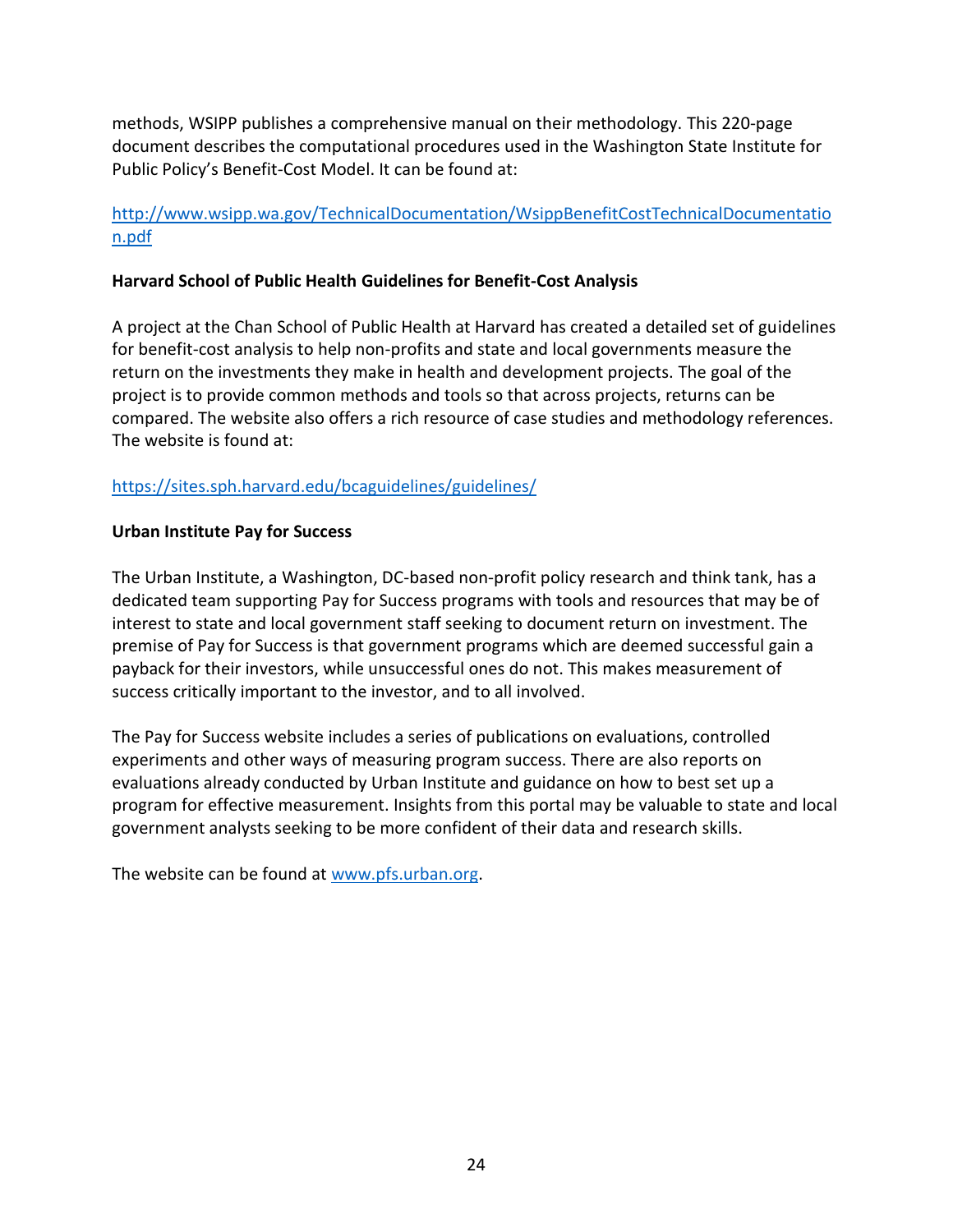methods, WSIPP publishes a comprehensive manual on their methodology. This 220-page document describes the computational procedures used in the Washington State Institute for Public Policy's Benefit-Cost Model. It can be found at:

http://www.wsipp.wa.gov/TechnicalDocumentation/WsippBenefitCostTechnicalDocumentation.pdf

**Harvard School of Public Health Guidelines for Benefit-Cost Analysis**

A project at the Chan School of Public Health at Harvard has created a detailed set of guidelines for benefit-cost analysis to help non-profits and state and local governments measure the return on the investments they make in health and development projects. The goal of the project is to provide common methods and tools so that across projects, returns can be compared. The website also offers a rich resource of case studies and methodology references. The website is found at:

https://sites.sph.harvard.edu/bcaguidelines/guidelines/

**Urban Institute Pay for Success**

The Urban Institute, a Washington, DC-based non-profit policy research and think tank, has a dedicated team supporting Pay for Success programs with tools and resources that may be of interest to state and local government staff seeking to document return on investment. The premise of Pay for Success is that government programs which are deemed successful gain a payback for their investors, while unsuccessful ones do not. This makes measurement of success critically important to the investor, and to all involved.

The Pay for Success website includes a series of publications on evaluations, controlled experiments and other ways of measuring program success. There are also reports on evaluations already conducted by Urban Institute and guidance on how to best set up a program for effective measurement. Insights from this portal may be valuable to state and local government analysts seeking to be more confident of their data and research skills.

The website can be found at www.pfs.urban.org.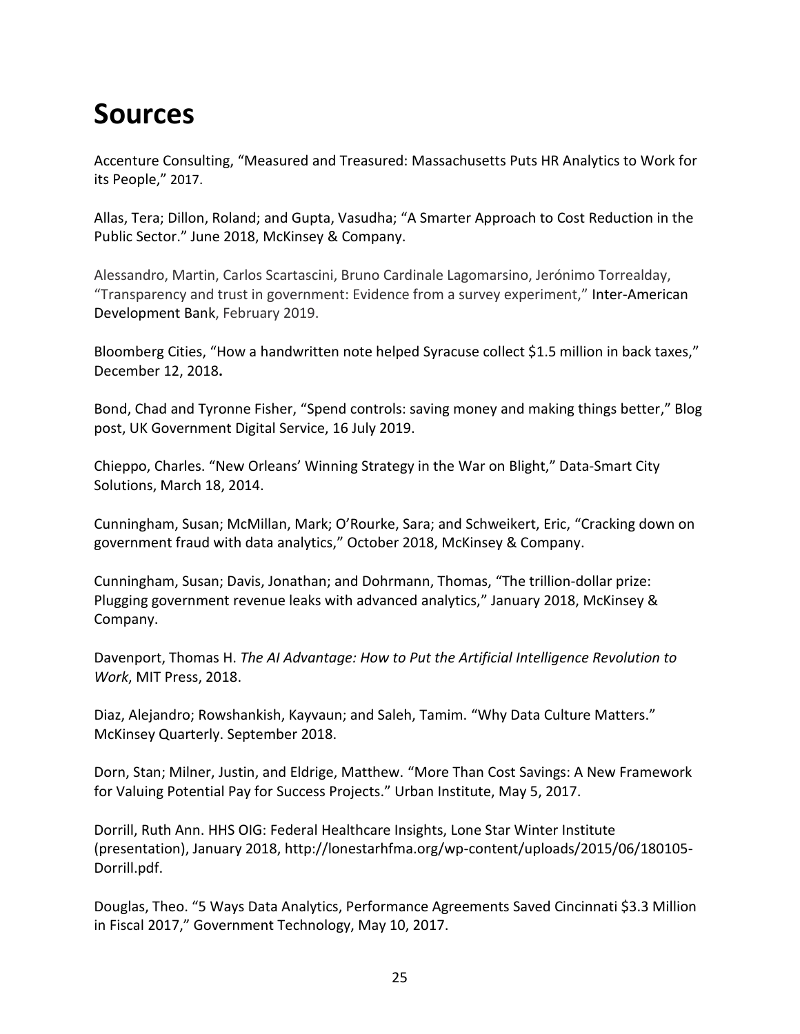# Sources

Accenture Consulting, "Measured and Treasured: Massachusetts Puts HR Analytics to Work for its People," 2017.

Allas, Tera; Dillon, Roland; and Gupta, Vasudha; "A Smarter Approach to Cost Reduction in the Public Sector." June 2018, McKinsey & Company.

Alessandro, Martin, Carlos Scartascini, Bruno Cardinale Lagomarsino, Jerónimo Torrealday, "Transparency and trust in government: Evidence from a survey experiment," Inter-American Development Bank, February 2019.

Bloomberg Cities, "How a handwritten note helped Syracuse collect $1.5 million in back taxes," December 12, 2018**.**

Bond, Chad and Tyronne Fisher, "Spend controls: saving money and making things better," Blog post, UK Government Digital Service, 16 July 2019.

Chieppo, Charles. "New Orleans' Winning Strategy in the War on Blight," Data-Smart City Solutions, March 18, 2014.

Cunningham, Susan; McMillan, Mark; O'Rourke, Sara; and Schweikert, Eric, "Cracking down on government fraud with data analytics," October 2018, McKinsey & Company.

Cunningham, Susan; Davis, Jonathan; and Dohrmann, Thomas, "The trillion-dollar prize: Plugging government revenue leaks with advanced analytics," January 2018, McKinsey & Company.

Davenport, Thomas H. *The AI Advantage: How to Put the Artificial Intelligence Revolution to Work*, MIT Press, 2018.

Diaz, Alejandro; Rowshankish, Kayvaun; and Saleh, Tamim. "Why Data Culture Matters." McKinsey Quarterly. September 2018.

Dorn, Stan; Milner, Justin, and Eldrige, Matthew. "More Than Cost Savings: A New Framework for Valuing Potential Pay for Success Projects." Urban Institute, May 5, 2017.

Dorrill, Ruth Ann. HHS OIG: Federal Healthcare Insights, Lone Star Winter Institute (presentation), January 2018, http://lonestarhfma.org/wp-content/uploads/2015/06/180105-Dorrill.pdf.

Douglas, Theo. "5 Ways Data Analytics, Performance Agreements Saved Cincinnati $3.3 Million in Fiscal 2017," Government Technology, May 10, 2017.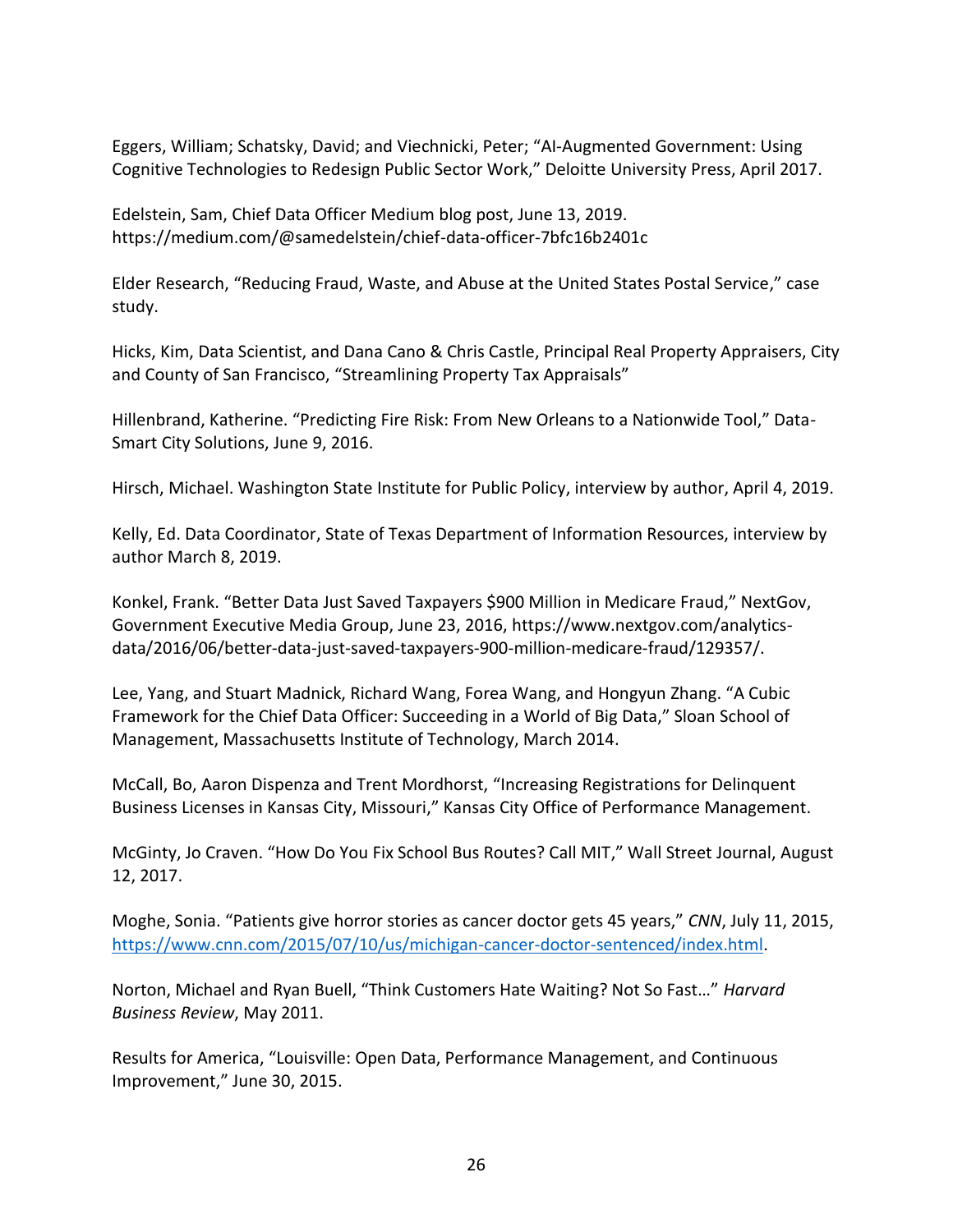Eggers, William; Schatsky, David; and Viechnicki, Peter; “AI-Augmented Government: Using Cognitive Technologies to Redesign Public Sector Work,” Deloitte University Press, April 2017.

Edelstein, Sam, Chief Data Officer Medium blog post, June 13, 2019. https://medium.com/@samedelstein/chief-data-officer-7bfc16b2401c

Elder Research, “Reducing Fraud, Waste, and Abuse at the United States Postal Service,” case study.

Hicks, Kim, Data Scientist, and Dana Cano & Chris Castle, Principal Real Property Appraisers, City and County of San Francisco, “Streamlining Property Tax Appraisals”

Hillenbrand, Katherine. “Predicting Fire Risk: From New Orleans to a Nationwide Tool,” Data-Smart City Solutions, June 9, 2016.

Hirsch, Michael. Washington State Institute for Public Policy, interview by author, April 4, 2019.

Kelly, Ed. Data Coordinator, State of Texas Department of Information Resources, interview by author March 8, 2019.

Konkel, Frank. “Better Data Just Saved Taxpayers $900 Million in Medicare Fraud,” NextGov, Government Executive Media Group, June 23, 2016, https://www.nextgov.com/analytics-data/2016/06/better-data-just-saved-taxpayers-900-million-medicare-fraud/129357/.

Lee, Yang, and Stuart Madnick, Richard Wang, Forea Wang, and Hongyun Zhang. “A Cubic Framework for the Chief Data Officer: Succeeding in a World of Big Data,” Sloan School of Management, Massachusetts Institute of Technology, March 2014.

McCall, Bo, Aaron Dispenza and Trent Mordhorst, “Increasing Registrations for Delinquent Business Licenses in Kansas City, Missouri,” Kansas City Office of Performance Management.

McGinty, Jo Craven. “How Do You Fix School Bus Routes? Call MIT,” Wall Street Journal, August 12, 2017.

Moghe, Sonia. “Patients give horror stories as cancer doctor gets 45 years,” *CNN*, July 11, 2015, https://www.cnn.com/2015/07/10/us/michigan-cancer-doctor-sentenced/index.html.

Norton, Michael and Ryan Buell, “Think Customers Hate Waiting? Not So Fast…” *Harvard Business Review*, May 2011.

Results for America, “Louisville: Open Data, Performance Management, and Continuous Improvement,” June 30, 2015.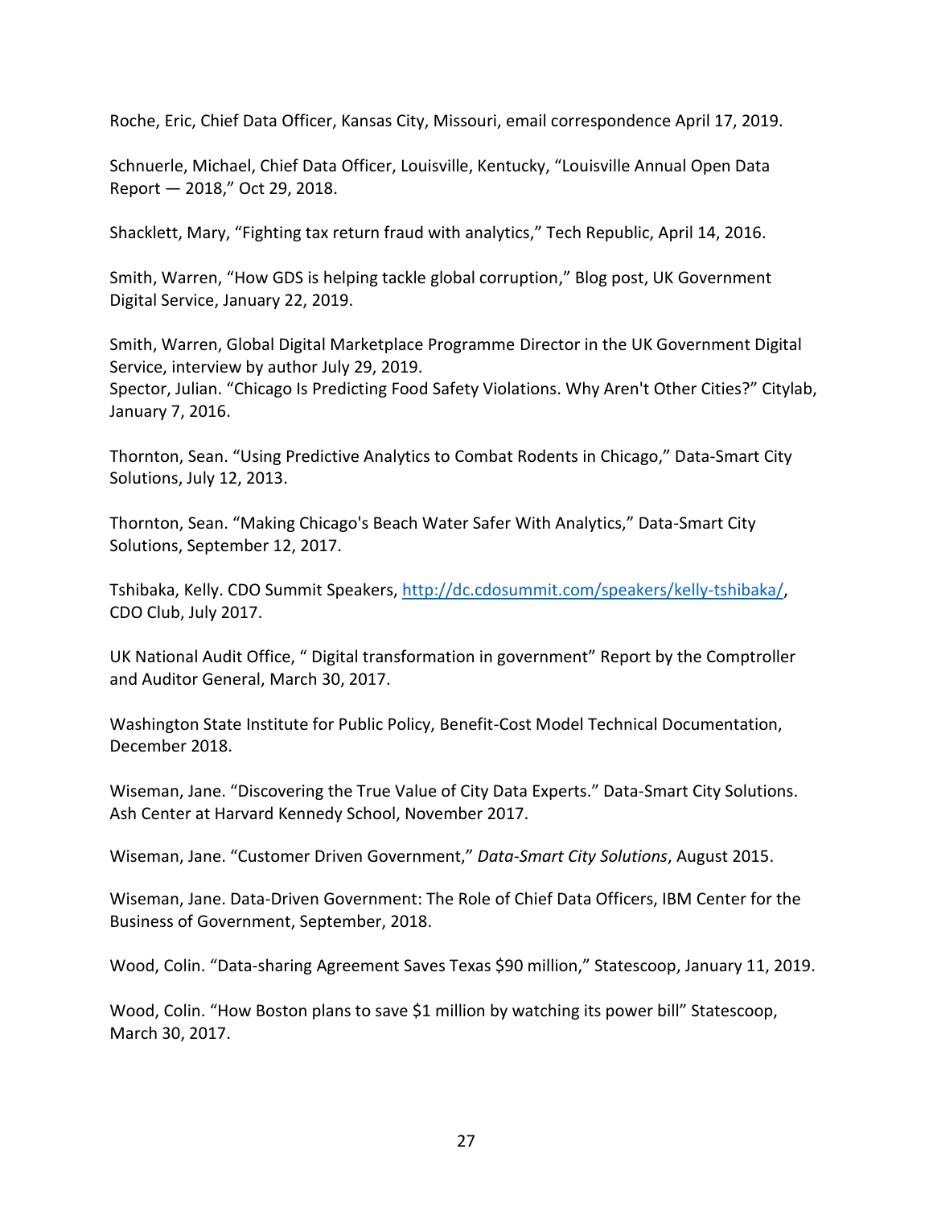Roche, Eric, Chief Data Officer, Kansas City, Missouri, email correspondence April 17, 2019.

Schnuerle, Michael, Chief Data Officer, Louisville, Kentucky, "Louisville Annual Open Data Report — 2018," Oct 29, 2018.

Shacklett, Mary, "Fighting tax return fraud with analytics," Tech Republic, April 14, 2016.

Smith, Warren, "How GDS is helping tackle global corruption," Blog post, UK Government Digital Service, January 22, 2019.

Smith, Warren, Global Digital Marketplace Programme Director in the UK Government Digital Service, interview by author July 29, 2019.
Spector, Julian. "Chicago Is Predicting Food Safety Violations. Why Aren't Other Cities?" Citylab, January 7, 2016.

Thornton, Sean. "Using Predictive Analytics to Combat Rodents in Chicago," Data-Smart City Solutions, July 12, 2013.

Thornton, Sean. "Making Chicago's Beach Water Safer With Analytics," Data-Smart City Solutions, September 12, 2017.

Tshibaka, Kelly. CDO Summit Speakers, [http://dc.cdosummit.com/speakers/kelly-tshibaka/](http://dc.cdosummit.com/speakers/kelly-tshibaka/), CDO Club, July 2017.

UK National Audit Office, " Digital transformation in government" Report by the Comptroller and Auditor General, March 30, 2017.

Washington State Institute for Public Policy, Benefit-Cost Model Technical Documentation, December 2018.

Wiseman, Jane. "Discovering the True Value of City Data Experts." Data-Smart City Solutions. Ash Center at Harvard Kennedy School, November 2017.

Wiseman, Jane. "Customer Driven Government," *Data-Smart City Solutions*, August 2015.

Wiseman, Jane. Data-Driven Government: The Role of Chief Data Officers, IBM Center for the Business of Government, September, 2018.

Wood, Colin. "Data-sharing Agreement Saves Texas $90 million," Statescoop, January 11, 2019.

Wood, Colin. "How Boston plans to save $1 million by watching its power bill" Statescoop, March 30, 2017.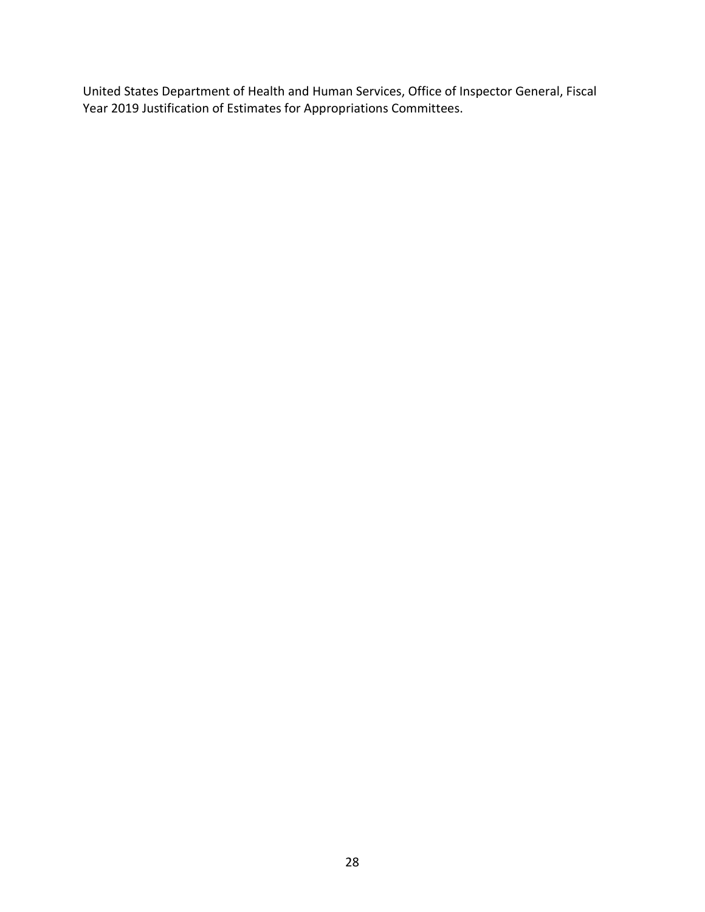United States Department of Health and Human Services, Office of Inspector General, Fiscal Year 2019 Justification of Estimates for Appropriations Committees.